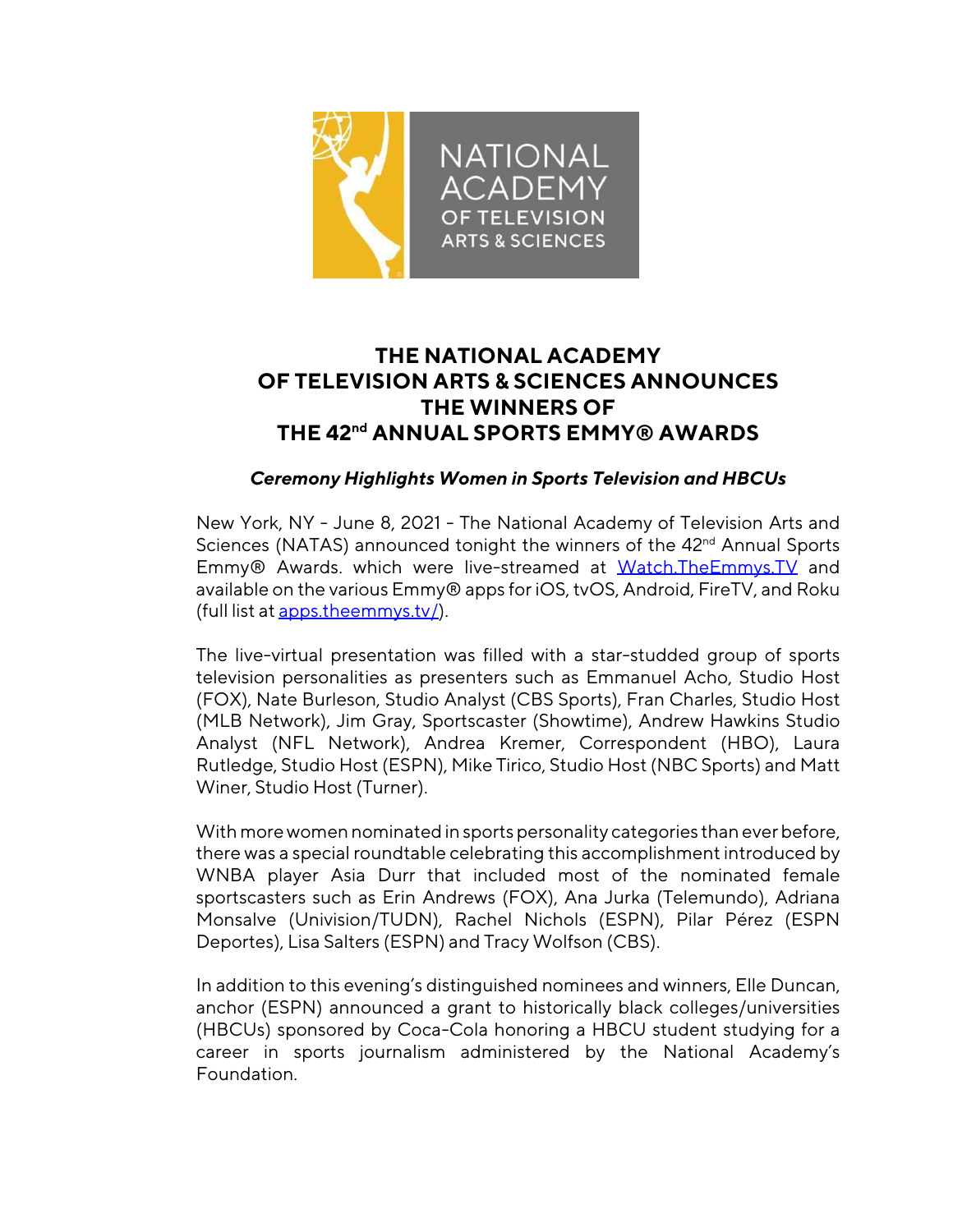# THE NATIONAL ACADEMY OF TELEVISION ARTS & SCIENCES ANNOUNCES THE WINNERS OF THE 42nd ANNUAL SPORTS EMMY® AWARDS

***Ceremony Highlights Women in Sports Television and HBCUs***

New York, NY - June 8, 2021 - The National Academy of Television Arts and Sciences (NATAS) announced tonight the winners of the 42nd Annual Sports Emmy® Awards. which were live-streamed at Watch.TheEmmys.TV and available on the various Emmy® apps for iOS, tvOS, Android, FireTV, and Roku (full list at apps.theemmys.tv/).

The live-virtual presentation was filled with a star-studded group of sports television personalities as presenters such as Emmanuel Acho, Studio Host (FOX), Nate Burleson, Studio Analyst (CBS Sports), Fran Charles, Studio Host (MLB Network), Jim Gray, Sportscaster (Showtime), Andrew Hawkins Studio Analyst (NFL Network), Andrea Kremer, Correspondent (HBO), Laura Rutledge, Studio Host (ESPN), Mike Tirico, Studio Host (NBC Sports) and Matt Winer, Studio Host (Turner).

With more women nominated in sports personality categories than ever before, there was a special roundtable celebrating this accomplishment introduced by WNBA player Asia Durr that included most of the nominated female sportscasters such as Erin Andrews (FOX), Ana Jurka (Telemundo), Adriana Monsalve (Univision/TUDN), Rachel Nichols (ESPN), Pilar Pérez (ESPN Deportes), Lisa Salters (ESPN) and Tracy Wolfson (CBS).

In addition to this evening's distinguished nominees and winners, Elle Duncan, anchor (ESPN) announced a grant to historically black colleges/universities (HBCUs) sponsored by Coca-Cola honoring a HBCU student studying for a career in sports journalism administered by the National Academy's Foundation.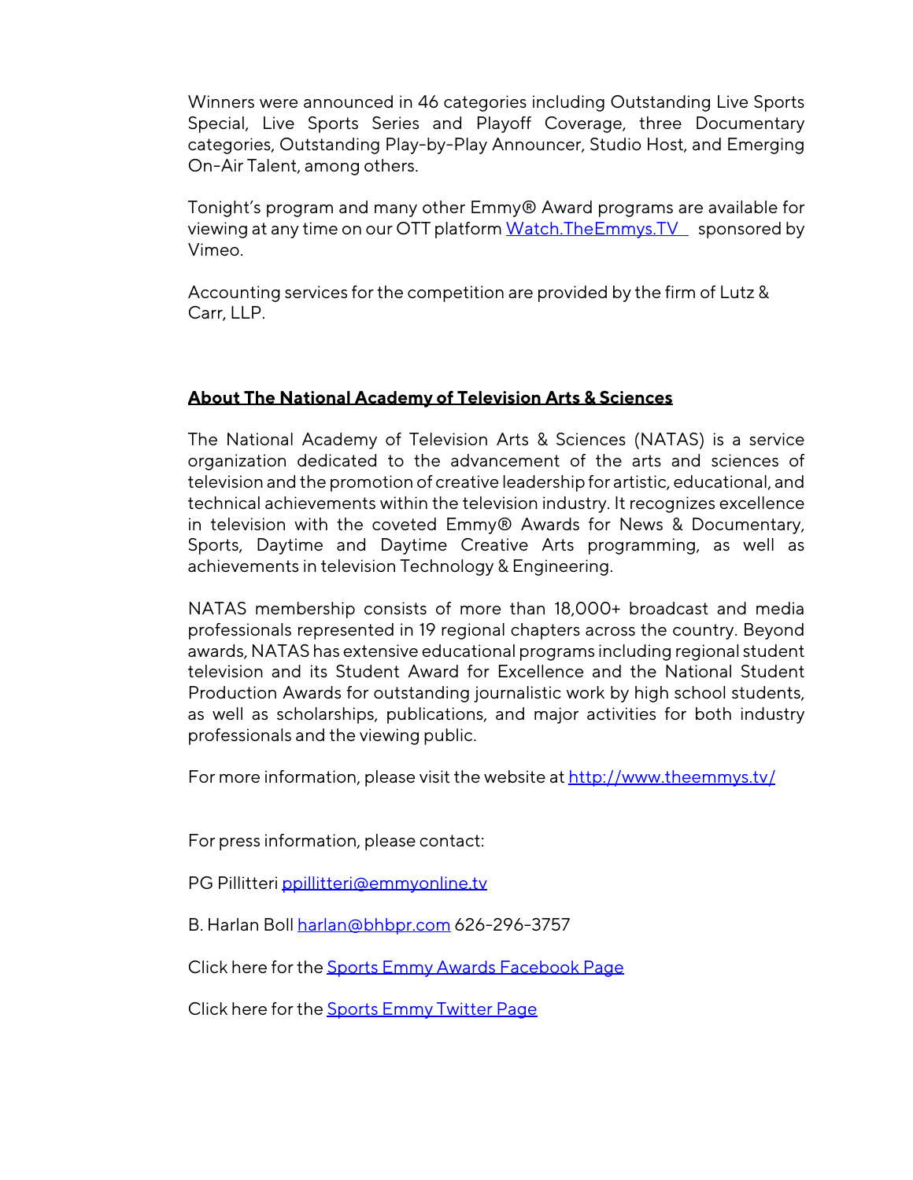Winners were announced in 46 categories including Outstanding Live Sports Special, Live Sports Series and Playoff Coverage, three Documentary categories, Outstanding Play-by-Play Announcer, Studio Host, and Emerging On-Air Talent, among others.

Tonight's program and many other Emmy® Award programs are available for viewing at any time on our OTT platform [Watch.TheEmmys.TV](Watch.TheEmmys.TV) sponsored by Vimeo.

Accounting services for the competition are provided by the firm of Lutz & Carr, LLP.

## About The National Academy of Television Arts & Sciences

The National Academy of Television Arts & Sciences (NATAS) is a service organization dedicated to the advancement of the arts and sciences of television and the promotion of creative leadership for artistic, educational, and technical achievements within the television industry. It recognizes excellence in television with the coveted Emmy® Awards for News & Documentary, Sports, Daytime and Daytime Creative Arts programming, as well as achievements in television Technology & Engineering.

NATAS membership consists of more than 18,000+ broadcast and media professionals represented in 19 regional chapters across the country. Beyond awards, NATAS has extensive educational programs including regional student television and its Student Award for Excellence and the National Student Production Awards for outstanding journalistic work by high school students, as well as scholarships, publications, and major activities for both industry professionals and the viewing public.

For more information, please visit the website at [http://www.theemmys.tv/](http://www.theemmys.tv/)

For press information, please contact:

PG Pillitteri [ppillitteri@emmyonline.tv](mailto:ppillitteri@emmyonline.tv)

B. Harlan Boll [harlan@bhbpr.com](mailto:harlan@bhbpr.com) 626-296-3757

Click here for the Sports Emmy Awards Facebook Page

Click here for the Sports Emmy Twitter Page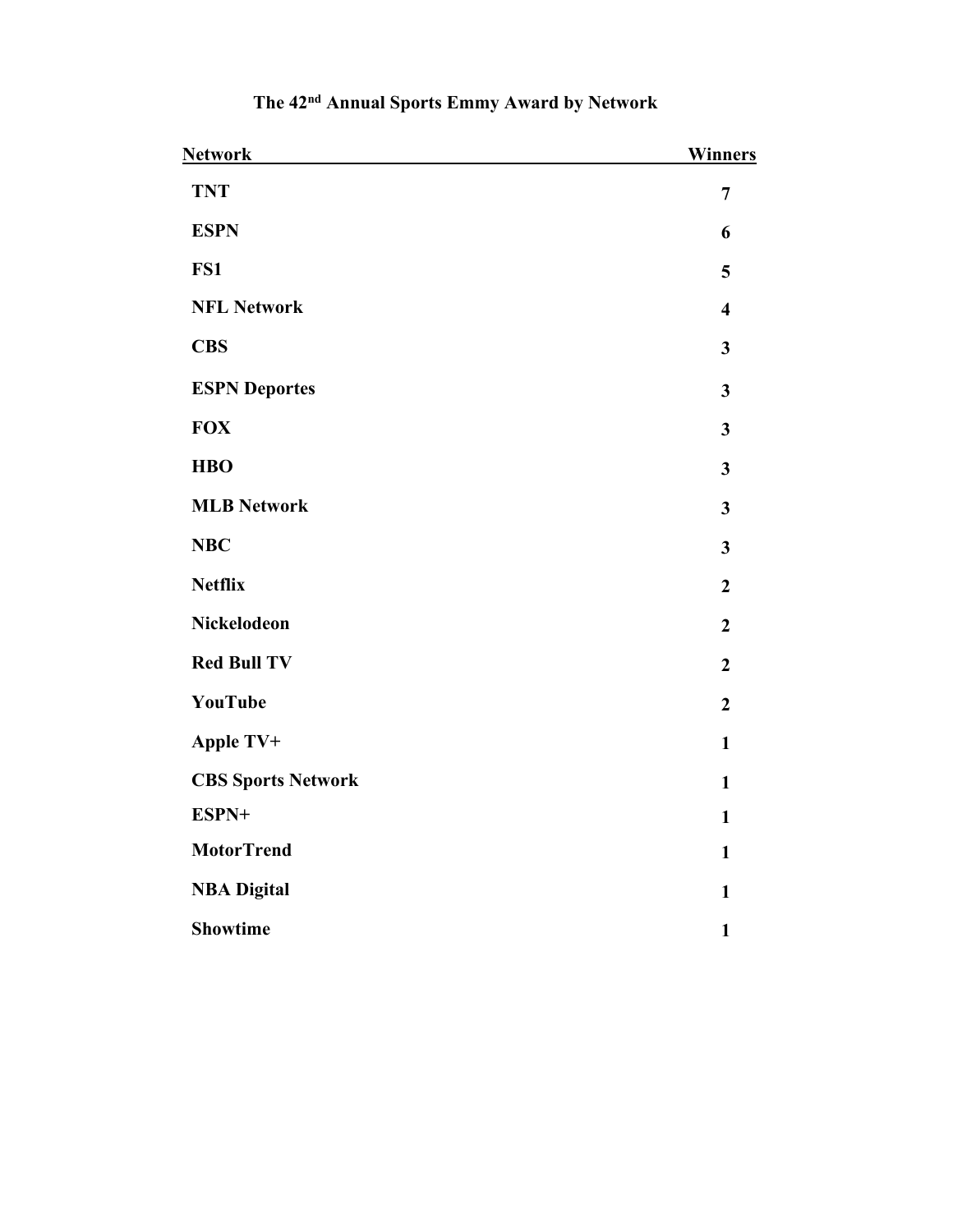# The 42nd Annual Sports Emmy Award by Network

| Network | Winners |
|---|---|
| **TNT** | **7** |
| **ESPN** | **6** |
| **FS1** | **5** |
| **NFL Network** | **4** |
| **CBS** | **3** |
| **ESPN Deportes** | **3** |
| **FOX** | **3** |
| **HBO** | **3** |
| **MLB Network** | **3** |
| **NBC** | **3** |
| **Netflix** | **2** |
| **Nickelodeon** | **2** |
| **Red Bull TV** | **2** |
| **YouTube** | **2** |
| **Apple TV+** | **1** |
| **CBS Sports Network** | **1** |
| **ESPN+** | **1** |
| **MotorTrend** | **1** |
| **NBA Digital** | **1** |
| **Showtime** | **1** |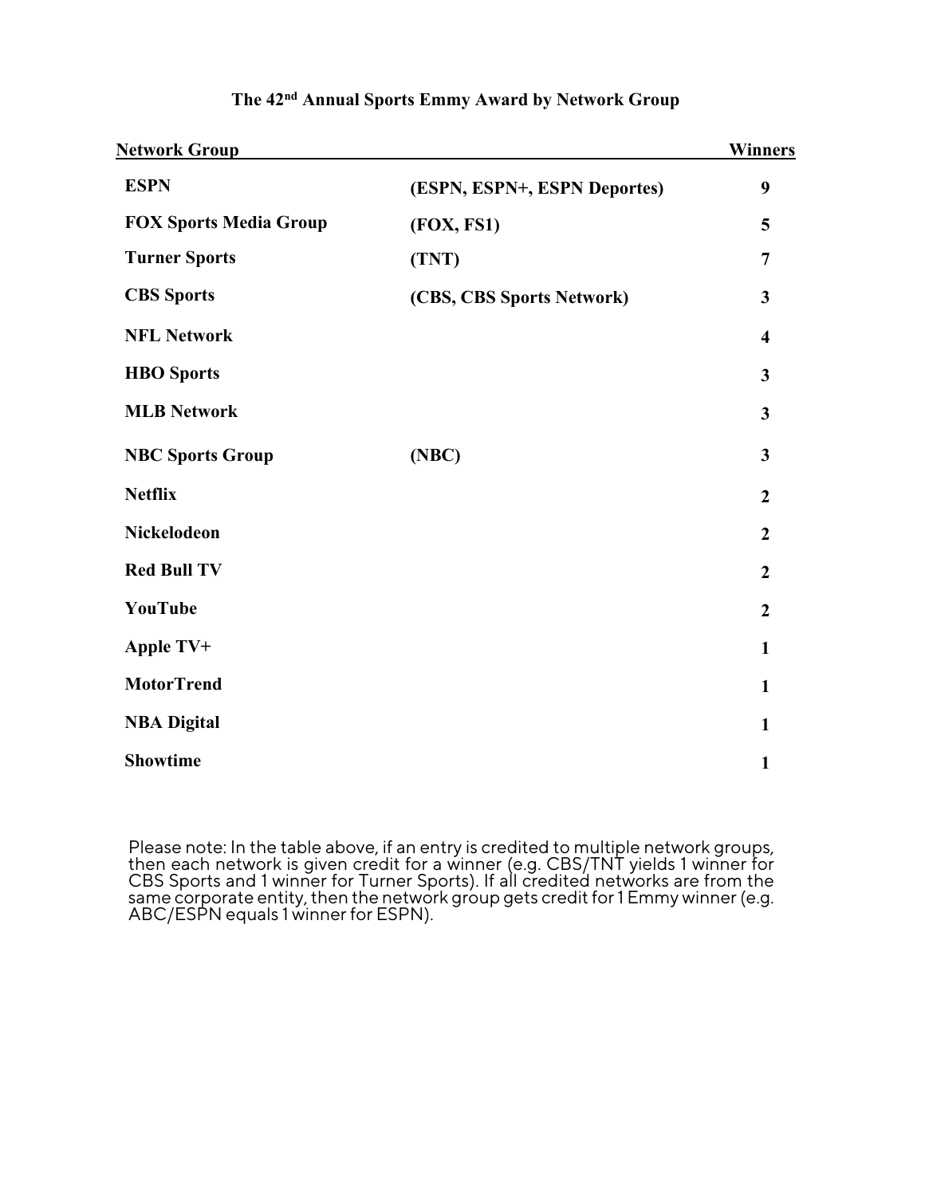## The 42nd Annual Sports Emmy Award by Network Group

| Network Group | | Winners |
|---|---|---|
| **ESPN** | **(ESPN, ESPN+, ESPN Deportes)** | **9** |
| **FOX Sports Media Group** | **(FOX, FS1)** | **5** |
| **Turner Sports** | **(TNT)** | **7** |
| **CBS Sports** | **(CBS, CBS Sports Network)** | **3** |
| **NFL Network** | | **4** |
| **HBO Sports** | | **3** |
| **MLB Network** | | **3** |
| **NBC Sports Group** | **(NBC)** | **3** |
| **Netflix** | | **2** |
| **Nickelodeon** | | **2** |
| **Red Bull TV** | | **2** |
| **YouTube** | | **2** |
| **Apple TV+** | | **1** |
| **MotorTrend** | | **1** |
| **NBA Digital** | | **1** |
| **Showtime** | | **1** |

Please note: In the table above, if an entry is credited to multiple network groups, then each network is given credit for a winner (e.g. CBS/TNT yields 1 winner for CBS Sports and 1 winner for Turner Sports). If all credited networks are from the same corporate entity, then the network group gets credit for 1 Emmy winner (e.g. ABC/ESPN equals 1 winner for ESPN).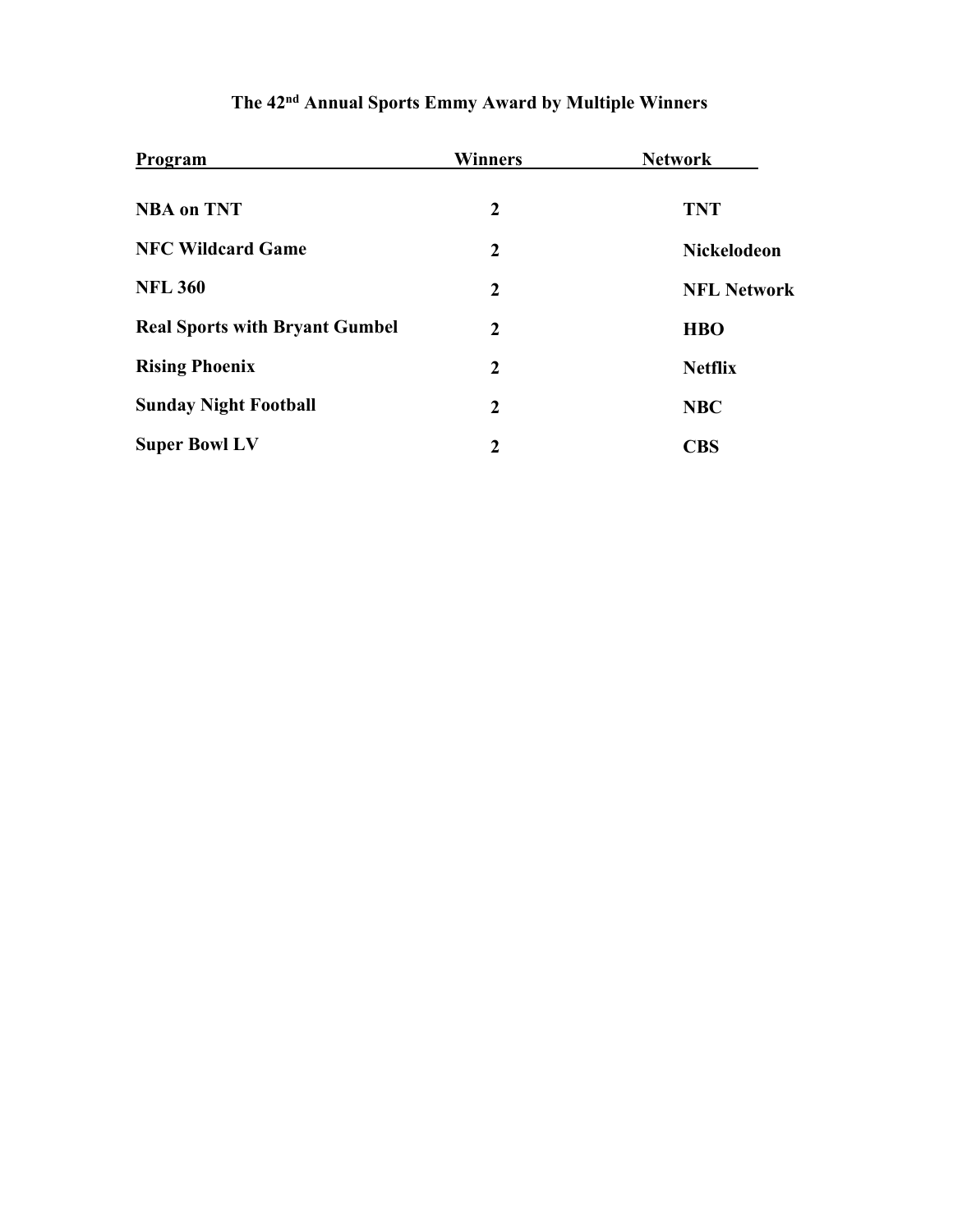### The 42nd Annual Sports Emmy Award by Multiple Winners

| Program | Winners | Network |
|---|---|---|
| NBA on TNT | 2 | TNT |
| NFC Wildcard Game | 2 | Nickelodeon |
| NFL 360 | 2 | NFL Network |
| Real Sports with Bryant Gumbel | 2 | HBO |
| Rising Phoenix | 2 | Netflix |
| Sunday Night Football | 2 | NBC |
| Super Bowl LV | 2 | CBS |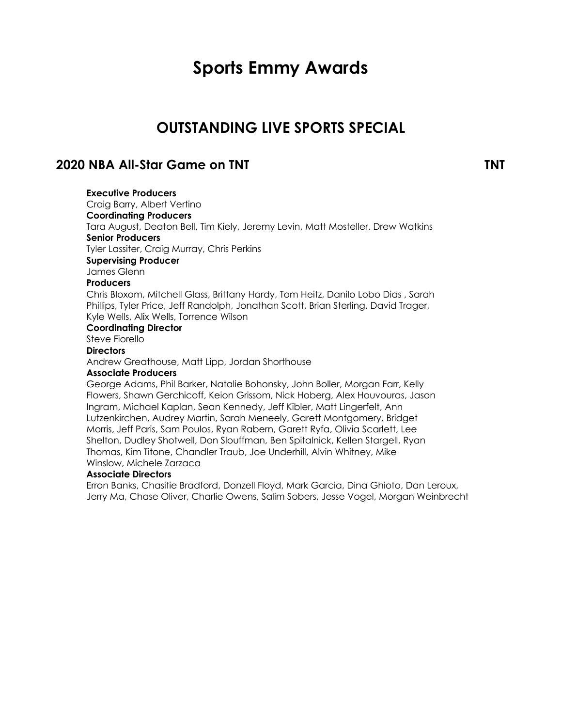# Sports Emmy Awards

## OUTSTANDING LIVE SPORTS SPECIAL

### 2020 NBA All-Star Game on TNT — TNT

**Executive Producers**
Craig Barry, Albert Vertino
**Coordinating Producers**
Tara August, Deaton Bell, Tim Kiely, Jeremy Levin, Matt Mosteller, Drew Watkins
**Senior Producers**
Tyler Lassiter, Craig Murray, Chris Perkins
**Supervising Producer**
James Glenn
**Producers**
Chris Bloxom, Mitchell Glass, Brittany Hardy, Tom Heitz, Danilo Lobo Dias , Sarah Phillips, Tyler Price, Jeff Randolph, Jonathan Scott, Brian Sterling, David Trager, Kyle Wells, Alix Wells, Torrence Wilson
**Coordinating Director**
Steve Fiorello
**Directors**
Andrew Greathouse, Matt Lipp, Jordan Shorthouse
**Associate Producers**
George Adams, Phil Barker, Natalie Bohonsky, John Boller, Morgan Farr, Kelly Flowers, Shawn Gerchicoff, Keion Grissom, Nick Hoberg, Alex Houvouras, Jason Ingram, Michael Kaplan, Sean Kennedy, Jeff Kibler, Matt Lingerfelt, Ann Lutzenkirchen, Audrey Martin, Sarah Meneely, Garett Montgomery, Bridget Morris, Jeff Paris, Sam Poulos, Ryan Rabern, Garett Ryfa, Olivia Scarlett, Lee Shelton, Dudley Shotwell, Don Slouffman, Ben Spitalnick, Kellen Stargell, Ryan Thomas, Kim Titone, Chandler Traub, Joe Underhill, Alvin Whitney, Mike Winslow, Michele Zarzaca
**Associate Directors**
Erron Banks, Chasitie Bradford, Donzell Floyd, Mark Garcia, Dina Ghioto, Dan Leroux, Jerry Ma, Chase Oliver, Charlie Owens, Salim Sobers, Jesse Vogel, Morgan Weinbrecht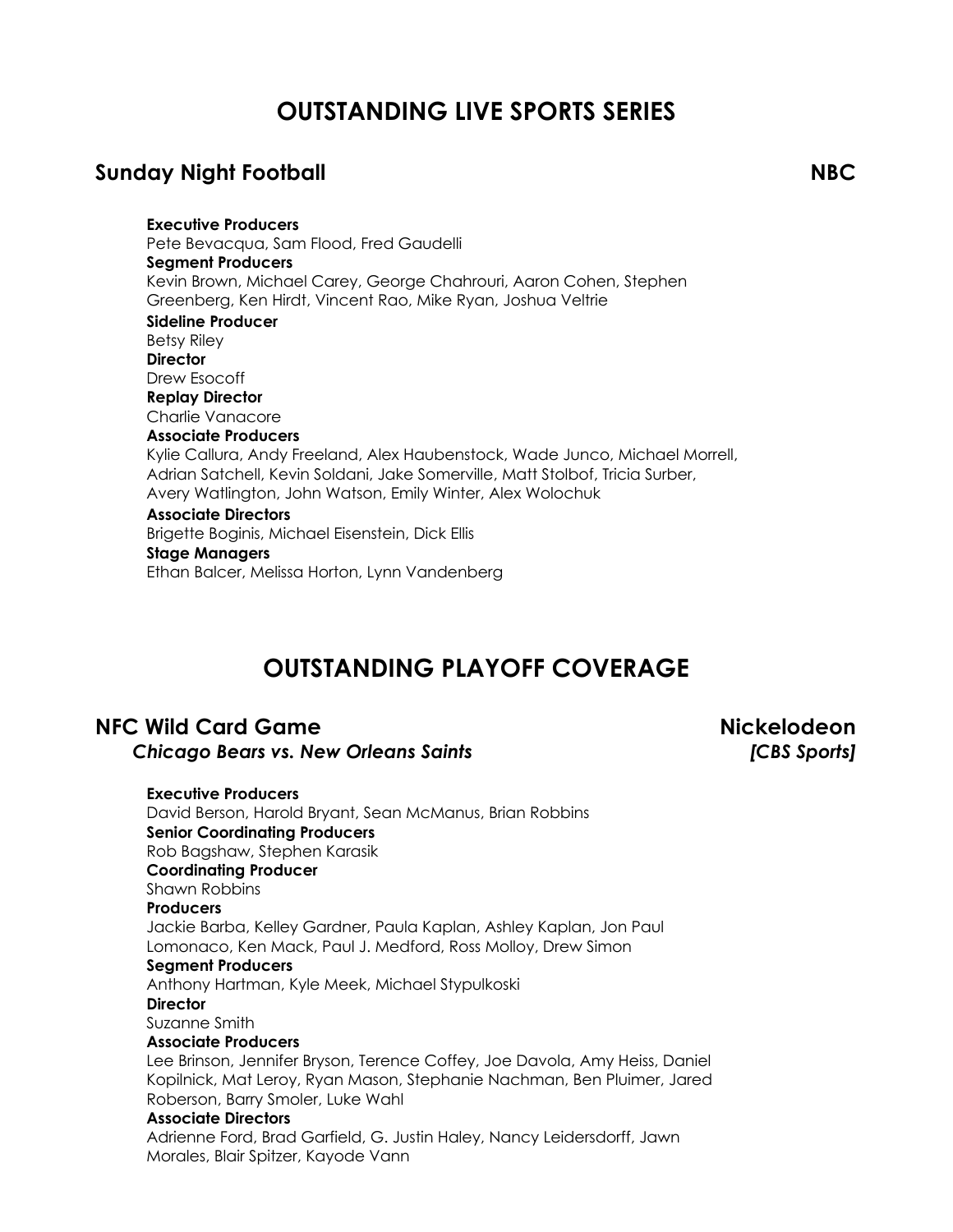# OUTSTANDING LIVE SPORTS SERIES

## Sunday Night Football — NBC

**Executive Producers**
Pete Bevacqua, Sam Flood, Fred Gaudelli
**Segment Producers**
Kevin Brown, Michael Carey, George Chahrouri, Aaron Cohen, Stephen Greenberg, Ken Hirdt, Vincent Rao, Mike Ryan, Joshua Veltrie
**Sideline Producer**
Betsy Riley
**Director**
Drew Esocoff
**Replay Director**
Charlie Vanacore
**Associate Producers**
Kylie Callura, Andy Freeland, Alex Haubenstock, Wade Junco, Michael Morrell, Adrian Satchell, Kevin Soldani, Jake Somerville, Matt Stolbof, Tricia Surber, Avery Watlington, John Watson, Emily Winter, Alex Wolochuk
**Associate Directors**
Brigette Boginis, Michael Eisenstein, Dick Ellis
**Stage Managers**
Ethan Balcer, Melissa Horton, Lynn Vandenberg

# OUTSTANDING PLAYOFF COVERAGE

## NFC Wild Card Game — Nickelodeon

***Chicago Bears vs. New Orleans Saints*** — ***[CBS Sports]***

**Executive Producers**
David Berson, Harold Bryant, Sean McManus, Brian Robbins
**Senior Coordinating Producers**
Rob Bagshaw, Stephen Karasik
**Coordinating Producer**
Shawn Robbins
**Producers**
Jackie Barba, Kelley Gardner, Paula Kaplan, Ashley Kaplan, Jon Paul Lomonaco, Ken Mack, Paul J. Medford, Ross Molloy, Drew Simon
**Segment Producers**
Anthony Hartman, Kyle Meek, Michael Stypulkoski
**Director**
Suzanne Smith
**Associate Producers**
Lee Brinson, Jennifer Bryson, Terence Coffey, Joe Davola, Amy Heiss, Daniel Kopilnick, Mat Leroy, Ryan Mason, Stephanie Nachman, Ben Pluimer, Jared Roberson, Barry Smoler, Luke Wahl
**Associate Directors**
Adrienne Ford, Brad Garfield, G. Justin Haley, Nancy Leidersdorff, Jawn Morales, Blair Spitzer, Kayode Vann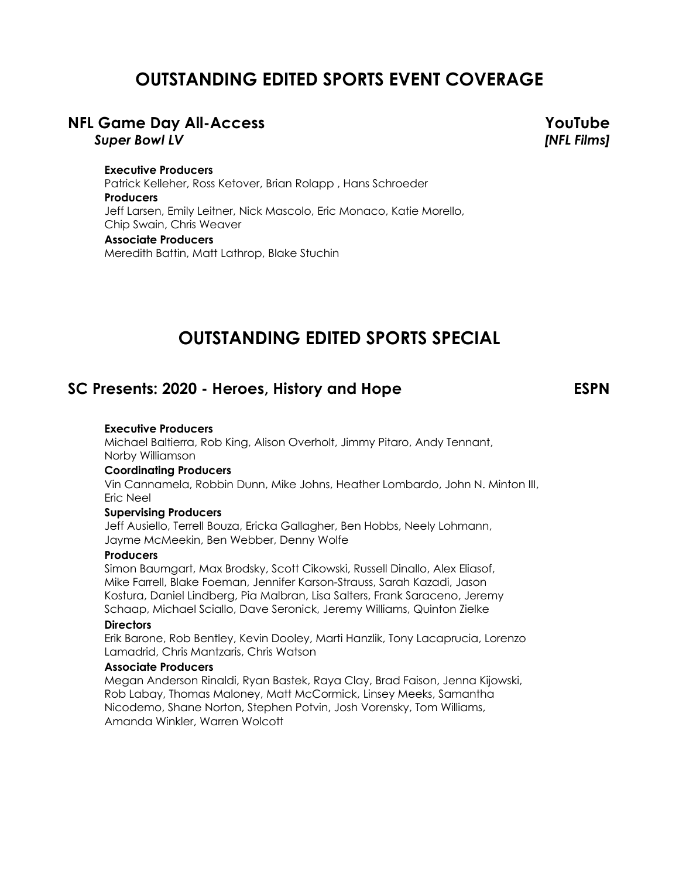# OUTSTANDING EDITED SPORTS EVENT COVERAGE

## NFL Game Day All-Access — YouTube

***Super Bowl LV*** — ***[NFL Films]***

**Executive Producers**
Patrick Kelleher, Ross Ketover, Brian Rolapp , Hans Schroeder

**Producers**
Jeff Larsen, Emily Leitner, Nick Mascolo, Eric Monaco, Katie Morello, Chip Swain, Chris Weaver

**Associate Producers**
Meredith Battin, Matt Lathrop, Blake Stuchin

# OUTSTANDING EDITED SPORTS SPECIAL

## SC Presents: 2020 - Heroes, History and Hope — ESPN

**Executive Producers**
Michael Baltierra, Rob King, Alison Overholt, Jimmy Pitaro, Andy Tennant, Norby Williamson

**Coordinating Producers**
Vin Cannamela, Robbin Dunn, Mike Johns, Heather Lombardo, John N. Minton III, Eric Neel

**Supervising Producers**
Jeff Ausiello, Terrell Bouza, Ericka Gallagher, Ben Hobbs, Neely Lohmann, Jayme McMeekin, Ben Webber, Denny Wolfe

**Producers**
Simon Baumgart, Max Brodsky, Scott Cikowski, Russell Dinallo, Alex Eliasof, Mike Farrell, Blake Foeman, Jennifer Karson-Strauss, Sarah Kazadi, Jason Kostura, Daniel Lindberg, Pia Malbran, Lisa Salters, Frank Saraceno, Jeremy Schaap, Michael Sciallo, Dave Seronick, Jeremy Williams, Quinton Zielke

**Directors**
Erik Barone, Rob Bentley, Kevin Dooley, Marti Hanzlik, Tony Lacaprucia, Lorenzo Lamadrid, Chris Mantzaris, Chris Watson

**Associate Producers**
Megan Anderson Rinaldi, Ryan Bastek, Raya Clay, Brad Faison, Jenna Kijowski, Rob Labay, Thomas Maloney, Matt McCormick, Linsey Meeks, Samantha Nicodemo, Shane Norton, Stephen Potvin, Josh Vorensky, Tom Williams, Amanda Winkler, Warren Wolcott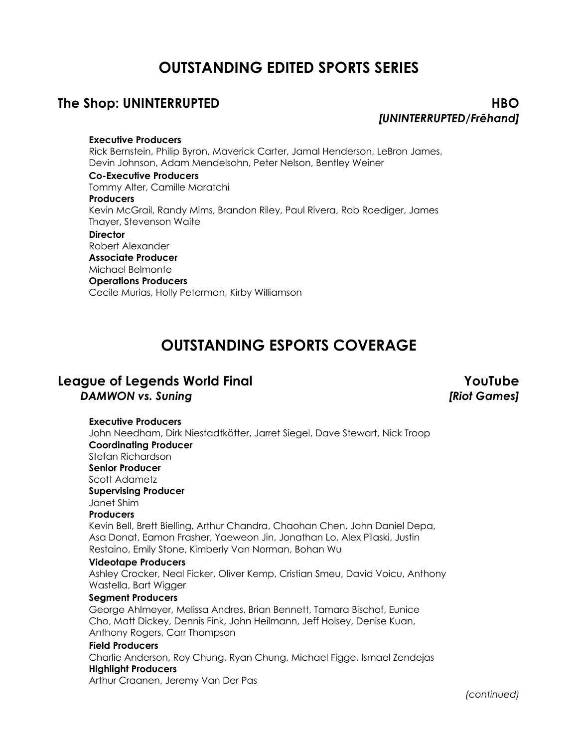# OUTSTANDING EDITED SPORTS SERIES

## The Shop: UNINTERRUPTED

**HBO**
***[UNINTERRUPTED/Frēhand]***

**Executive Producers**
Rick Bernstein, Philip Byron, Maverick Carter, Jamal Henderson, LeBron James, Devin Johnson, Adam Mendelsohn, Peter Nelson, Bentley Weiner

**Co-Executive Producers**
Tommy Alter, Camille Maratchi

**Producers**
Kevin McGrail, Randy Mims, Brandon Riley, Paul Rivera, Rob Roediger, James Thayer, Stevenson Waite

**Director**
Robert Alexander

**Associate Producer**
Michael Belmonte

**Operations Producers**
Cecile Murias, Holly Peterman, Kirby Williamson

# OUTSTANDING ESPORTS COVERAGE

## League of Legends World Final

***DAMWON vs. Suning***

**YouTube**
***[Riot Games]***

**Executive Producers**
John Needham, Dirk Niestadtkötter, Jarret Siegel, Dave Stewart, Nick Troop

**Coordinating Producer**
Stefan Richardson

**Senior Producer**
Scott Adametz

**Supervising Producer**
Janet Shim

**Producers**
Kevin Bell, Brett Bielling, Arthur Chandra, Chaohan Chen, John Daniel Depa, Asa Donat, Eamon Frasher, Yaeweon Jin, Jonathan Lo, Alex Pilaski, Justin Restaino, Emily Stone, Kimberly Van Norman, Bohan Wu

**Videotape Producers**
Ashley Crocker, Neal Ficker, Oliver Kemp, Cristian Smeu, David Voicu, Anthony Wastella, Bart Wigger

**Segment Producers**
George Ahlmeyer, Melissa Andres, Brian Bennett, Tamara Bischof, Eunice Cho, Matt Dickey, Dennis Fink, John Heilmann, Jeff Holsey, Denise Kuan, Anthony Rogers, Carr Thompson

**Field Producers**
Charlie Anderson, Roy Chung, Ryan Chung, Michael Figge, Ismael Zendejas

**Highlight Producers**
Arthur Craanen, Jeremy Van Der Pas

*(continued)*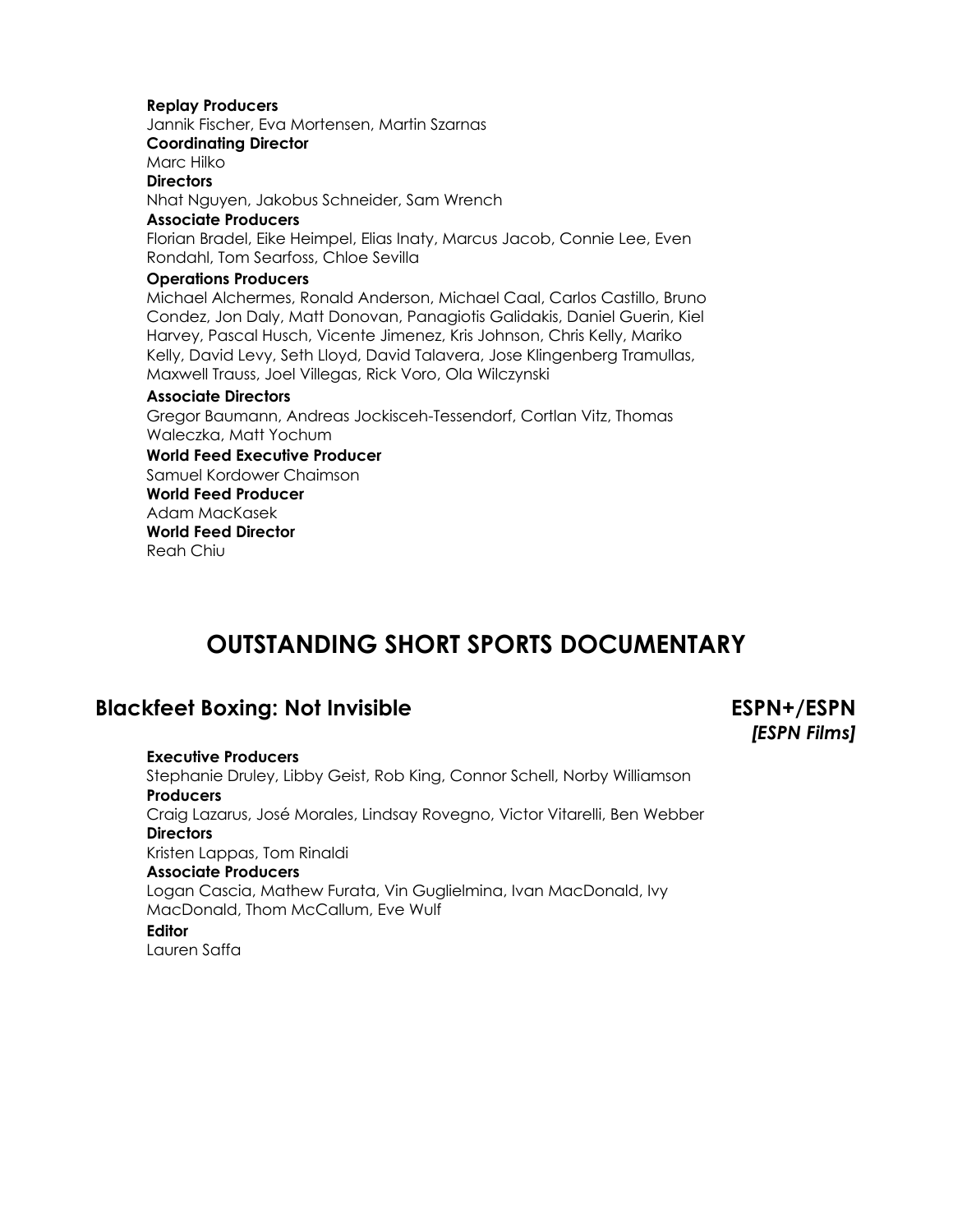**Replay Producers**
Jannik Fischer, Eva Mortensen, Martin Szarnas
**Coordinating Director**
Marc Hilko
**Directors**
Nhat Nguyen, Jakobus Schneider, Sam Wrench
**Associate Producers**
Florian Bradel, Eike Heimpel, Elias Inaty, Marcus Jacob, Connie Lee, Even Rondahl, Tom Searfoss, Chloe Sevilla
**Operations Producers**
Michael Alchermes, Ronald Anderson, Michael Caal, Carlos Castillo, Bruno Condez, Jon Daly, Matt Donovan, Panagiotis Galidakis, Daniel Guerin, Kiel Harvey, Pascal Husch, Vicente Jimenez, Kris Johnson, Chris Kelly, Mariko Kelly, David Levy, Seth Lloyd, David Talavera, Jose Klingenberg Tramullas, Maxwell Trauss, Joel Villegas, Rick Voro, Ola Wilczynski
**Associate Directors**
Gregor Baumann, Andreas Jockisceh-Tessendorf, Cortlan Vitz, Thomas Waleczka, Matt Yochum
**World Feed Executive Producer**
Samuel Kordower Chaimson
**World Feed Producer**
Adam MacKasek
**World Feed Director**
Reah Chiu

# OUTSTANDING SHORT SPORTS DOCUMENTARY

## Blackfeet Boxing: Not Invisible — ESPN+/ESPN *[ESPN Films]*

**Executive Producers**
Stephanie Druley, Libby Geist, Rob King, Connor Schell, Norby Williamson
**Producers**
Craig Lazarus, José Morales, Lindsay Rovegno, Victor Vitarelli, Ben Webber
**Directors**
Kristen Lappas, Tom Rinaldi
**Associate Producers**
Logan Cascia, Mathew Furata, Vin Guglielmina, Ivan MacDonald, Ivy MacDonald, Thom McCallum, Eve Wulf
**Editor**
Lauren Saffa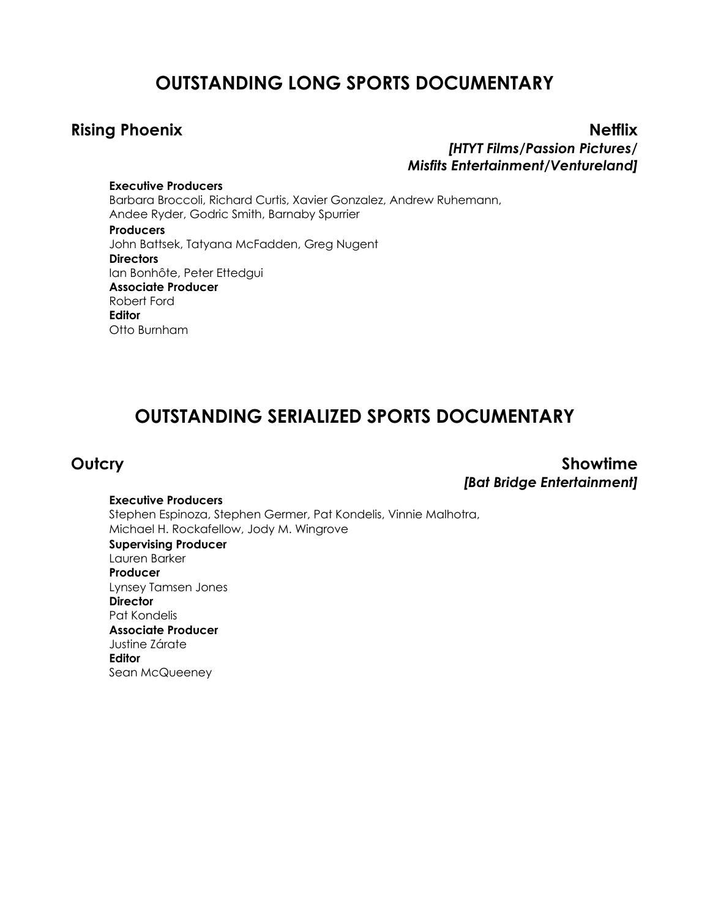## OUTSTANDING LONG SPORTS DOCUMENTARY

### Rising Phoenix — Netflix

***[HTYT Films/Passion Pictures/ Misfits Entertainment/Ventureland]***

**Executive Producers**
Barbara Broccoli, Richard Curtis, Xavier Gonzalez, Andrew Ruhemann, Andee Ryder, Godric Smith, Barnaby Spurrier

**Producers**
John Battsek, Tatyana McFadden, Greg Nugent

**Directors**
Ian Bonhôte, Peter Ettedgui

**Associate Producer**
Robert Ford

**Editor**
Otto Burnham

## OUTSTANDING SERIALIZED SPORTS DOCUMENTARY

### Outcry — Showtime

***[Bat Bridge Entertainment]***

**Executive Producers**
Stephen Espinoza, Stephen Germer, Pat Kondelis, Vinnie Malhotra, Michael H. Rockafellow, Jody M. Wingrove

**Supervising Producer**
Lauren Barker

**Producer**
Lynsey Tamsen Jones

**Director**
Pat Kondelis

**Associate Producer**
Justine Zárate

**Editor**
Sean McQueeney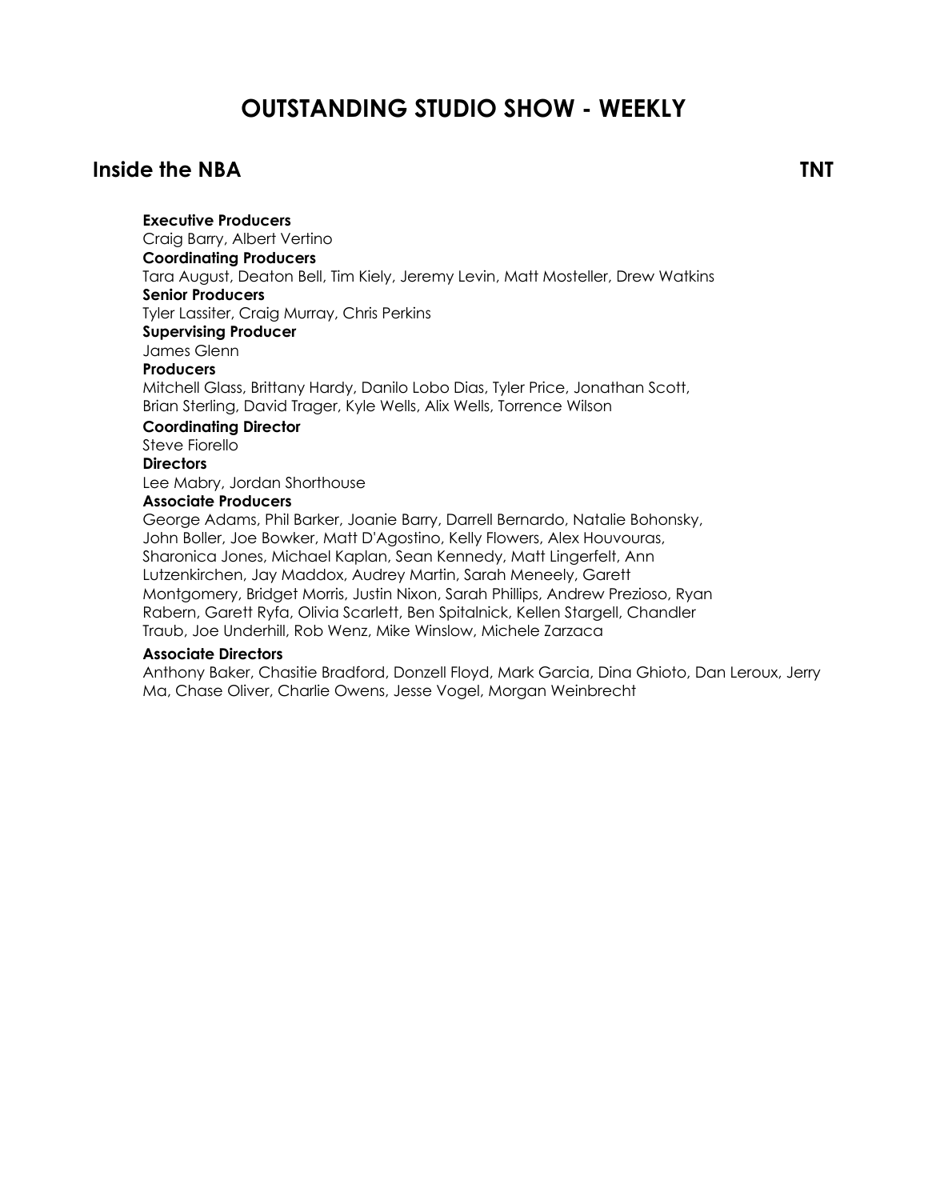# OUTSTANDING STUDIO SHOW - WEEKLY

## Inside the NBA — TNT

**Executive Producers**
Craig Barry, Albert Vertino

**Coordinating Producers**
Tara August, Deaton Bell, Tim Kiely, Jeremy Levin, Matt Mosteller, Drew Watkins

**Senior Producers**
Tyler Lassiter, Craig Murray, Chris Perkins

**Supervising Producer**
James Glenn

**Producers**
Mitchell Glass, Brittany Hardy, Danilo Lobo Dias, Tyler Price, Jonathan Scott, Brian Sterling, David Trager, Kyle Wells, Alix Wells, Torrence Wilson

**Coordinating Director**
Steve Fiorello

**Directors**
Lee Mabry, Jordan Shorthouse

**Associate Producers**
George Adams, Phil Barker, Joanie Barry, Darrell Bernardo, Natalie Bohonsky, John Boller, Joe Bowker, Matt D'Agostino, Kelly Flowers, Alex Houvouras, Sharonica Jones, Michael Kaplan, Sean Kennedy, Matt Lingerfelt, Ann Lutzenkirchen, Jay Maddox, Audrey Martin, Sarah Meneely, Garett Montgomery, Bridget Morris, Justin Nixon, Sarah Phillips, Andrew Prezioso, Ryan Rabern, Garett Ryfa, Olivia Scarlett, Ben Spitalnick, Kellen Stargell, Chandler Traub, Joe Underhill, Rob Wenz, Mike Winslow, Michele Zarzaca

**Associate Directors**
Anthony Baker, Chasitie Bradford, Donzell Floyd, Mark Garcia, Dina Ghioto, Dan Leroux, Jerry Ma, Chase Oliver, Charlie Owens, Jesse Vogel, Morgan Weinbrecht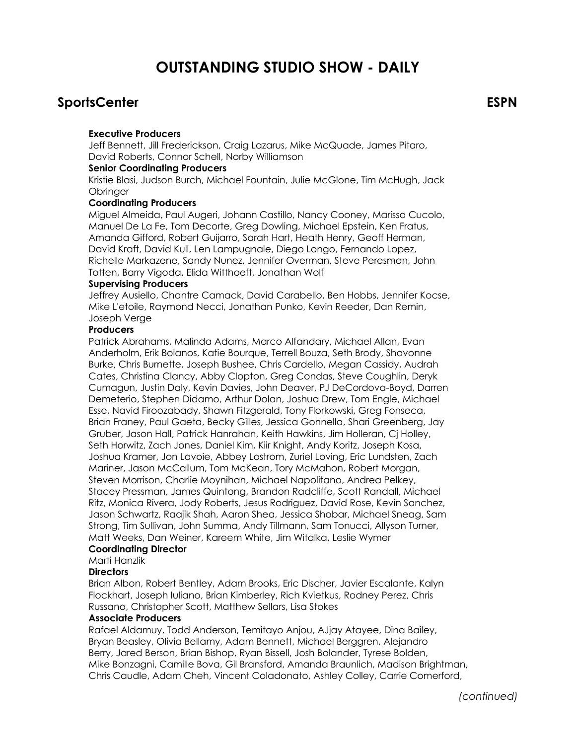# OUTSTANDING STUDIO SHOW - DAILY

## SportsCenter ESPN

**Executive Producers**
Jeff Bennett, Jill Frederickson, Craig Lazarus, Mike McQuade, James Pitaro, David Roberts, Connor Schell, Norby Williamson

**Senior Coordinating Producers**
Kristie Blasi, Judson Burch, Michael Fountain, Julie McGlone, Tim McHugh, Jack Obringer

**Coordinating Producers**
Miguel Almeida, Paul Augeri, Johann Castillo, Nancy Cooney, Marissa Cucolo, Manuel De La Fe, Tom Decorte, Greg Dowling, Michael Epstein, Ken Fratus, Amanda Gifford, Robert Guijarro, Sarah Hart, Heath Henry, Geoff Herman, David Kraft, David Kull, Len Lampugnale, Diego Longo, Fernando Lopez, Richelle Markazene, Sandy Nunez, Jennifer Overman, Steve Peresman, John Totten, Barry Vigoda, Elida Witthoeft, Jonathan Wolf

**Supervising Producers**
Jeffrey Ausiello, Chantre Camack, David Carabello, Ben Hobbs, Jennifer Kocse, Mike L'etoile, Raymond Necci, Jonathan Punko, Kevin Reeder, Dan Remin, Joseph Verge

**Producers**
Patrick Abrahams, Malinda Adams, Marco Alfandary, Michael Allan, Evan Anderholm, Erik Bolanos, Katie Bourque, Terrell Bouza, Seth Brody, Shavonne Burke, Chris Burnette, Joseph Bushee, Chris Cardello, Megan Cassidy, Audrah Cates, Christina Clancy, Abby Clopton, Greg Condas, Steve Coughlin, Deryk Cumagun, Justin Daly, Kevin Davies, John Deaver, PJ DeCordova-Boyd, Darren Demeterio, Stephen Didamo, Arthur Dolan, Joshua Drew, Tom Engle, Michael Esse, Navid Firoozabady, Shawn Fitzgerald, Tony Florkowski, Greg Fonseca, Brian Franey, Paul Gaeta, Becky Gilles, Jessica Gonnella, Shari Greenberg, Jay Gruber, Jason Hall, Patrick Hanrahan, Keith Hawkins, Jim Holleran, Cj Holley, Seth Horwitz, Zach Jones, Daniel Kim, Kiir Knight, Andy Koritz, Joseph Kosa, Joshua Kramer, Jon Lavoie, Abbey Lostrom, Zuriel Loving, Eric Lundsten, Zach Mariner, Jason McCallum, Tom McKean, Tory McMahon, Robert Morgan, Steven Morrison, Charlie Moynihan, Michael Napolitano, Andrea Pelkey, Stacey Pressman, James Quintong, Brandon Radcliffe, Scott Randall, Michael Ritz, Monica Rivera, Jody Roberts, Jesus Rodriguez, David Rose, Kevin Sanchez, Jason Schwartz, Raajik Shah, Aaron Shea, Jessica Shobar, Michael Sneag, Sam Strong, Tim Sullivan, John Summa, Andy Tillmann, Sam Tonucci, Allyson Turner, Matt Weeks, Dan Weiner, Kareem White, Jim Witalka, Leslie Wymer

**Coordinating Director**
Marti Hanzlik

**Directors**
Brian Albon, Robert Bentley, Adam Brooks, Eric Discher, Javier Escalante, Kalyn Flockhart, Joseph Iuliano, Brian Kimberley, Rich Kvietkus, Rodney Perez, Chris Russano, Christopher Scott, Matthew Sellars, Lisa Stokes

**Associate Producers**
Rafael Aldamuy, Todd Anderson, Temitayo Anjou, AJjay Atayee, Dina Bailey, Bryan Beasley, Olivia Bellamy, Adam Bennett, Michael Berggren, Alejandro Berry, Jared Berson, Brian Bishop, Ryan Bissell, Josh Bolander, Tyrese Bolden, Mike Bonzagni, Camille Bova, Gil Bransford, Amanda Braunlich, Madison Brightman, Chris Caudle, Adam Cheh, Vincent Coladonato, Ashley Colley, Carrie Comerford,

*(continued)*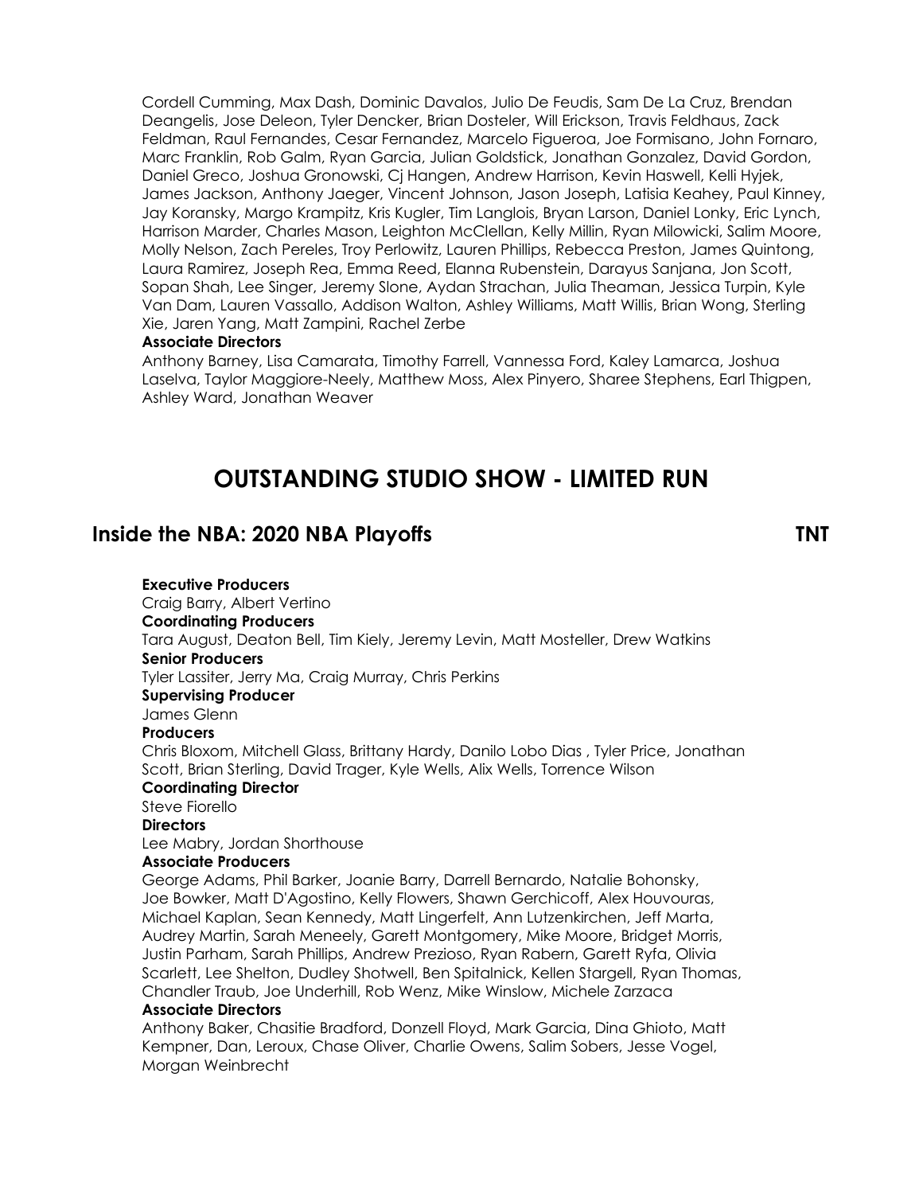Cordell Cumming, Max Dash, Dominic Davalos, Julio De Feudis, Sam De La Cruz, Brendan Deangelis, Jose Deleon, Tyler Dencker, Brian Dosteler, Will Erickson, Travis Feldhaus, Zack Feldman, Raul Fernandes, Cesar Fernandez, Marcelo Figueroa, Joe Formisano, John Fornaro, Marc Franklin, Rob Galm, Ryan Garcia, Julian Goldstick, Jonathan Gonzalez, David Gordon, Daniel Greco, Joshua Gronowski, Cj Hangen, Andrew Harrison, Kevin Haswell, Kelli Hyjek, James Jackson, Anthony Jaeger, Vincent Johnson, Jason Joseph, Latisia Keahey, Paul Kinney, Jay Koransky, Margo Krampitz, Kris Kugler, Tim Langlois, Bryan Larson, Daniel Lonky, Eric Lynch, Harrison Marder, Charles Mason, Leighton McClellan, Kelly Millin, Ryan Milowicki, Salim Moore, Molly Nelson, Zach Pereles, Troy Perlowitz, Lauren Phillips, Rebecca Preston, James Quintong, Laura Ramirez, Joseph Rea, Emma Reed, Elanna Rubenstein, Darayus Sanjana, Jon Scott, Sopan Shah, Lee Singer, Jeremy Slone, Aydan Strachan, Julia Theaman, Jessica Turpin, Kyle Van Dam, Lauren Vassallo, Addison Walton, Ashley Williams, Matt Willis, Brian Wong, Sterling Xie, Jaren Yang, Matt Zampini, Rachel Zerbe

**Associate Directors**

Anthony Barney, Lisa Camarata, Timothy Farrell, Vannessa Ford, Kaley Lamarca, Joshua Laselva, Taylor Maggiore-Neely, Matthew Moss, Alex Pinyero, Sharee Stephens, Earl Thigpen, Ashley Ward, Jonathan Weaver

# OUTSTANDING STUDIO SHOW - LIMITED RUN

## Inside the NBA: 2020 NBA Playoffs — TNT

**Executive Producers**

Craig Barry, Albert Vertino

**Coordinating Producers**

Tara August, Deaton Bell, Tim Kiely, Jeremy Levin, Matt Mosteller, Drew Watkins

**Senior Producers**

Tyler Lassiter, Jerry Ma, Craig Murray, Chris Perkins

**Supervising Producer**

James Glenn

**Producers**

Chris Bloxom, Mitchell Glass, Brittany Hardy, Danilo Lobo Dias , Tyler Price, Jonathan Scott, Brian Sterling, David Trager, Kyle Wells, Alix Wells, Torrence Wilson

**Coordinating Director**

Steve Fiorello

**Directors**

Lee Mabry, Jordan Shorthouse

**Associate Producers**

George Adams, Phil Barker, Joanie Barry, Darrell Bernardo, Natalie Bohonsky, Joe Bowker, Matt D'Agostino, Kelly Flowers, Shawn Gerchicoff, Alex Houvouras, Michael Kaplan, Sean Kennedy, Matt Lingerfelt, Ann Lutzenkirchen, Jeff Marta, Audrey Martin, Sarah Meneely, Garett Montgomery, Mike Moore, Bridget Morris, Justin Parham, Sarah Phillips, Andrew Prezioso, Ryan Rabern, Garett Ryfa, Olivia Scarlett, Lee Shelton, Dudley Shotwell, Ben Spitalnick, Kellen Stargell, Ryan Thomas, Chandler Traub, Joe Underhill, Rob Wenz, Mike Winslow, Michele Zarzaca

**Associate Directors**

Anthony Baker, Chasitie Bradford, Donzell Floyd, Mark Garcia, Dina Ghioto, Matt Kempner, Dan, Leroux, Chase Oliver, Charlie Owens, Salim Sobers, Jesse Vogel, Morgan Weinbrecht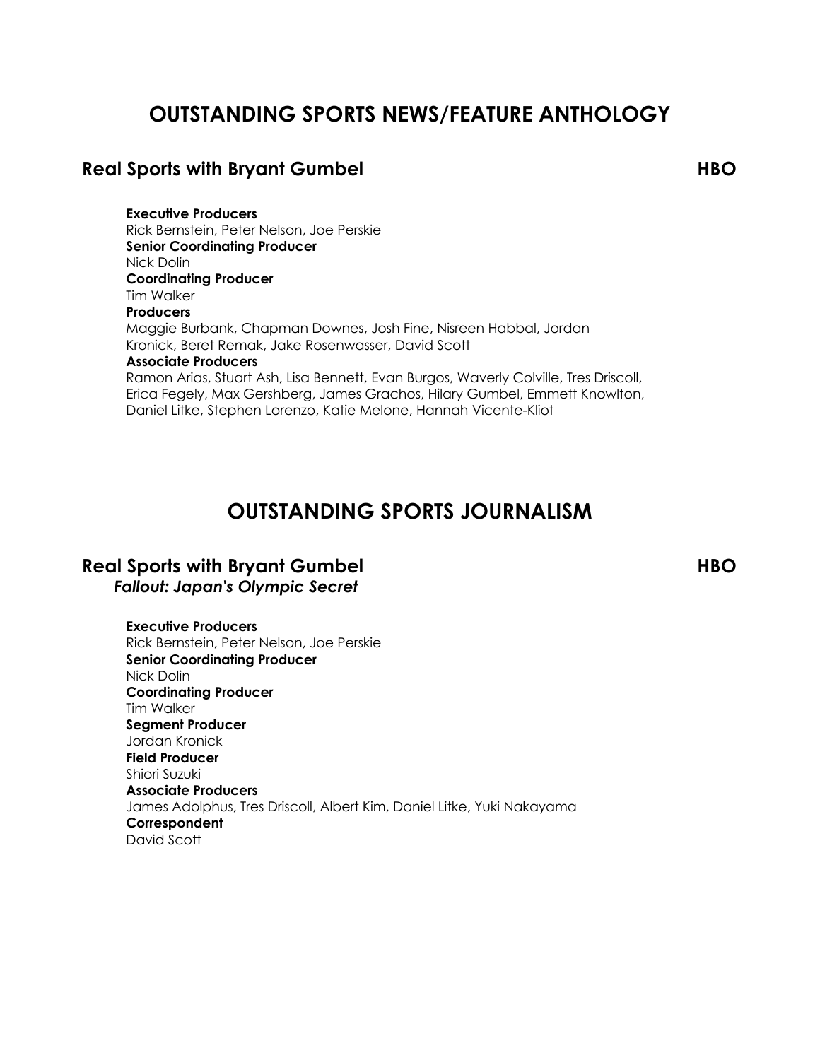# OUTSTANDING SPORTS NEWS/FEATURE ANTHOLOGY

## Real Sports with Bryant Gumbel — HBO

**Executive Producers**
Rick Bernstein, Peter Nelson, Joe Perskie
**Senior Coordinating Producer**
Nick Dolin
**Coordinating Producer**
Tim Walker
**Producers**
Maggie Burbank, Chapman Downes, Josh Fine, Nisreen Habbal, Jordan Kronick, Beret Remak, Jake Rosenwasser, David Scott
**Associate Producers**
Ramon Arias, Stuart Ash, Lisa Bennett, Evan Burgos, Waverly Colville, Tres Driscoll, Erica Fegely, Max Gershberg, James Grachos, Hilary Gumbel, Emmett Knowlton, Daniel Litke, Stephen Lorenzo, Katie Melone, Hannah Vicente-Kliot

# OUTSTANDING SPORTS JOURNALISM

## Real Sports with Bryant Gumbel — HBO

***Fallout: Japan's Olympic Secret***

**Executive Producers**
Rick Bernstein, Peter Nelson, Joe Perskie
**Senior Coordinating Producer**
Nick Dolin
**Coordinating Producer**
Tim Walker
**Segment Producer**
Jordan Kronick
**Field Producer**
Shiori Suzuki
**Associate Producers**
James Adolphus, Tres Driscoll, Albert Kim, Daniel Litke, Yuki Nakayama
**Correspondent**
David Scott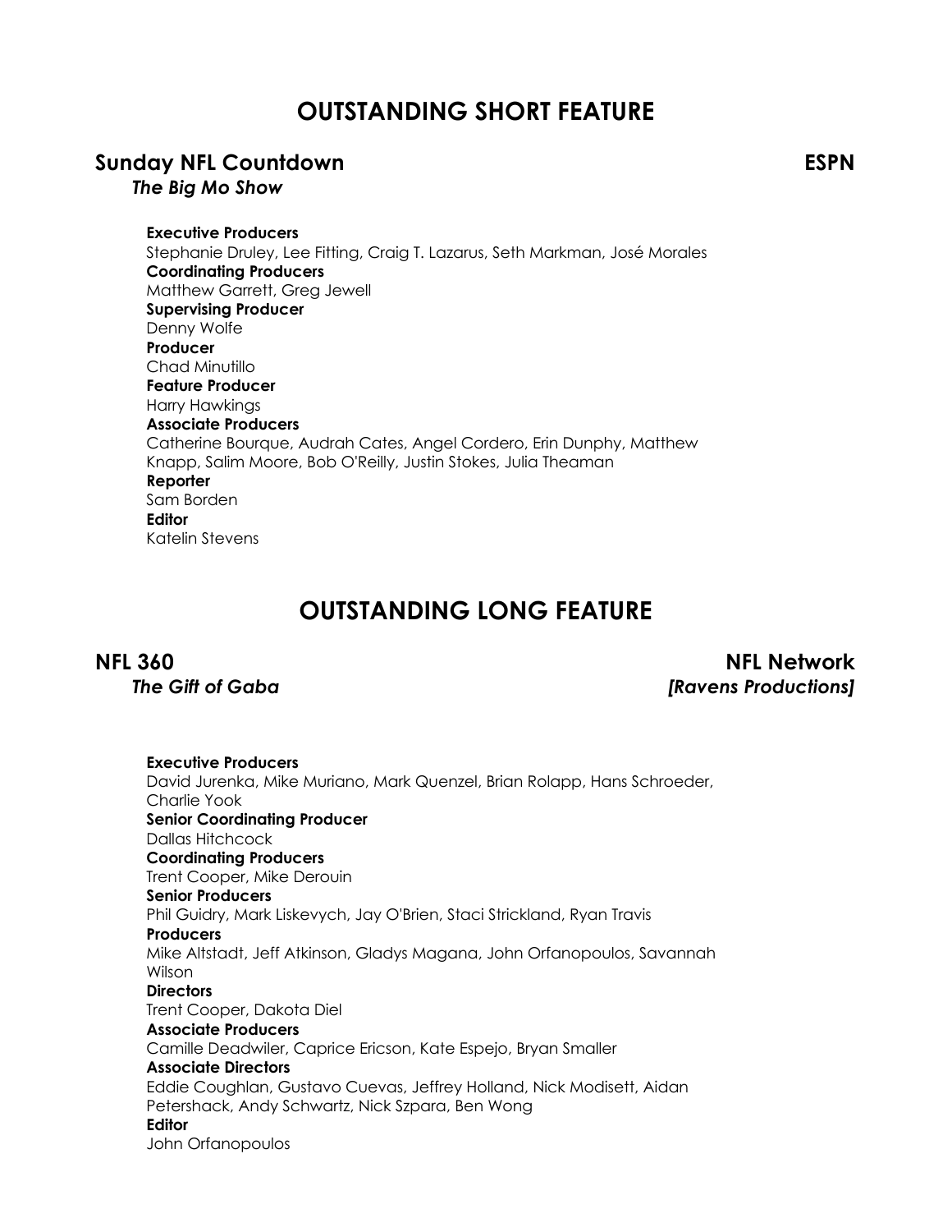# OUTSTANDING SHORT FEATURE

## Sunday NFL Countdown — ESPN

***The Big Mo Show***

**Executive Producers**
Stephanie Druley, Lee Fitting, Craig T. Lazarus, Seth Markman, José Morales
**Coordinating Producers**
Matthew Garrett, Greg Jewell
**Supervising Producer**
Denny Wolfe
**Producer**
Chad Minutillo
**Feature Producer**
Harry Hawkings
**Associate Producers**
Catherine Bourque, Audrah Cates, Angel Cordero, Erin Dunphy, Matthew Knapp, Salim Moore, Bob O'Reilly, Justin Stokes, Julia Theaman
**Reporter**
Sam Borden
**Editor**
Katelin Stevens

# OUTSTANDING LONG FEATURE

## NFL 360 — NFL Network

***The Gift of Gaba*** — ***[Ravens Productions]***

**Executive Producers**
David Jurenka, Mike Muriano, Mark Quenzel, Brian Rolapp, Hans Schroeder, Charlie Yook
**Senior Coordinating Producer**
Dallas Hitchcock
**Coordinating Producers**
Trent Cooper, Mike Derouin
**Senior Producers**
Phil Guidry, Mark Liskevych, Jay O'Brien, Staci Strickland, Ryan Travis
**Producers**
Mike Altstadt, Jeff Atkinson, Gladys Magana, John Orfanopoulos, Savannah Wilson
**Directors**
Trent Cooper, Dakota Diel
**Associate Producers**
Camille Deadwiler, Caprice Ericson, Kate Espejo, Bryan Smaller
**Associate Directors**
Eddie Coughlan, Gustavo Cuevas, Jeffrey Holland, Nick Modisett, Aidan Petershack, Andy Schwartz, Nick Szpara, Ben Wong
**Editor**
John Orfanopoulos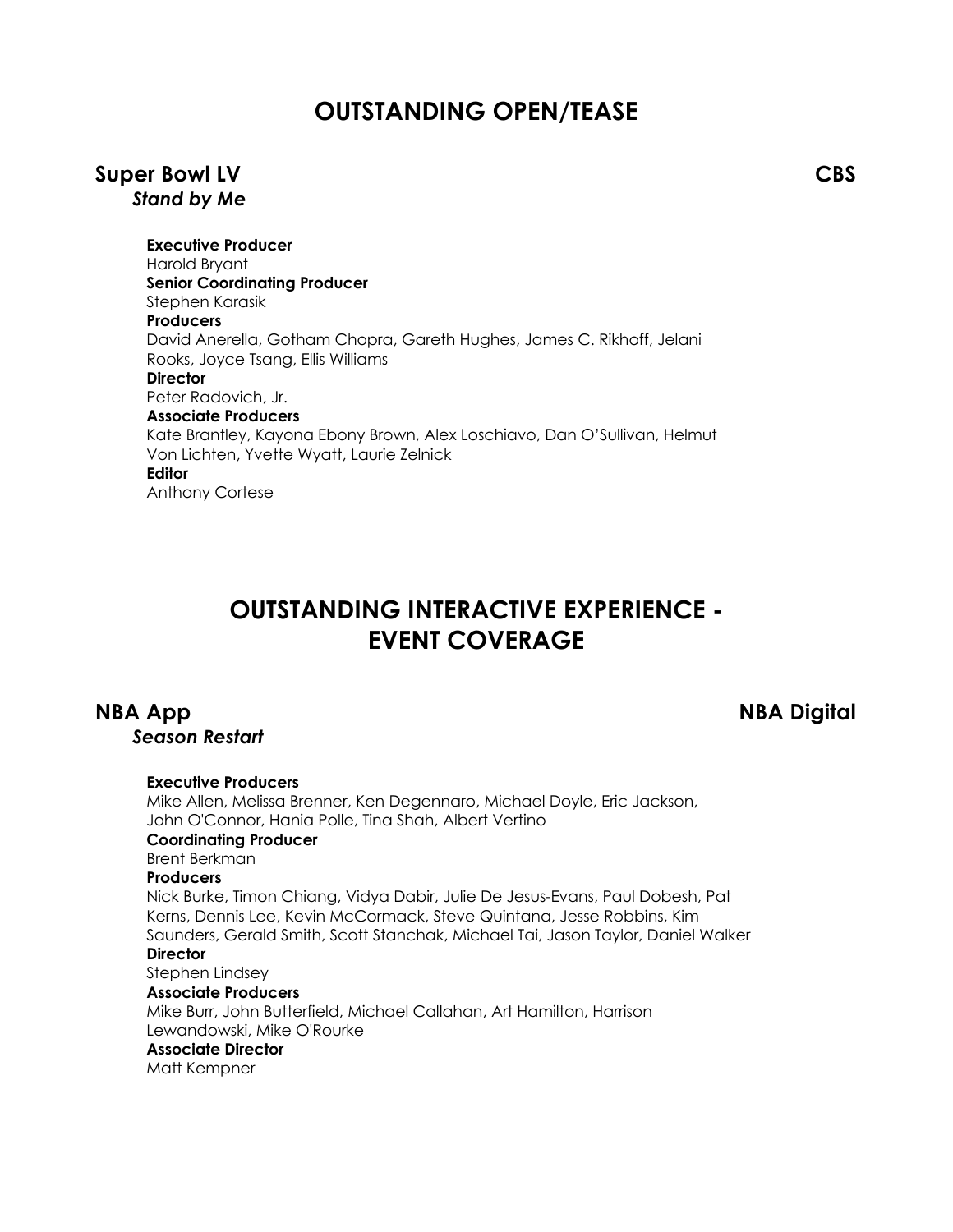## OUTSTANDING OPEN/TEASE

### Super Bowl LV — CBS

***Stand by Me***

**Executive Producer**
Harold Bryant
**Senior Coordinating Producer**
Stephen Karasik
**Producers**
David Anerella, Gotham Chopra, Gareth Hughes, James C. Rikhoff, Jelani Rooks, Joyce Tsang, Ellis Williams
**Director**
Peter Radovich, Jr.
**Associate Producers**
Kate Brantley, Kayona Ebony Brown, Alex Loschiavo, Dan O'Sullivan, Helmut Von Lichten, Yvette Wyatt, Laurie Zelnick
**Editor**
Anthony Cortese

## OUTSTANDING INTERACTIVE EXPERIENCE - EVENT COVERAGE

### NBA App — NBA Digital

***Season Restart***

**Executive Producers**
Mike Allen, Melissa Brenner, Ken Degennaro, Michael Doyle, Eric Jackson, John O'Connor, Hania Polle, Tina Shah, Albert Vertino
**Coordinating Producer**
Brent Berkman
**Producers**
Nick Burke, Timon Chiang, Vidya Dabir, Julie De Jesus-Evans, Paul Dobesh, Pat Kerns, Dennis Lee, Kevin McCormack, Steve Quintana, Jesse Robbins, Kim Saunders, Gerald Smith, Scott Stanchak, Michael Tai, Jason Taylor, Daniel Walker
**Director**
Stephen Lindsey
**Associate Producers**
Mike Burr, John Butterfield, Michael Callahan, Art Hamilton, Harrison Lewandowski, Mike O'Rourke
**Associate Director**
Matt Kempner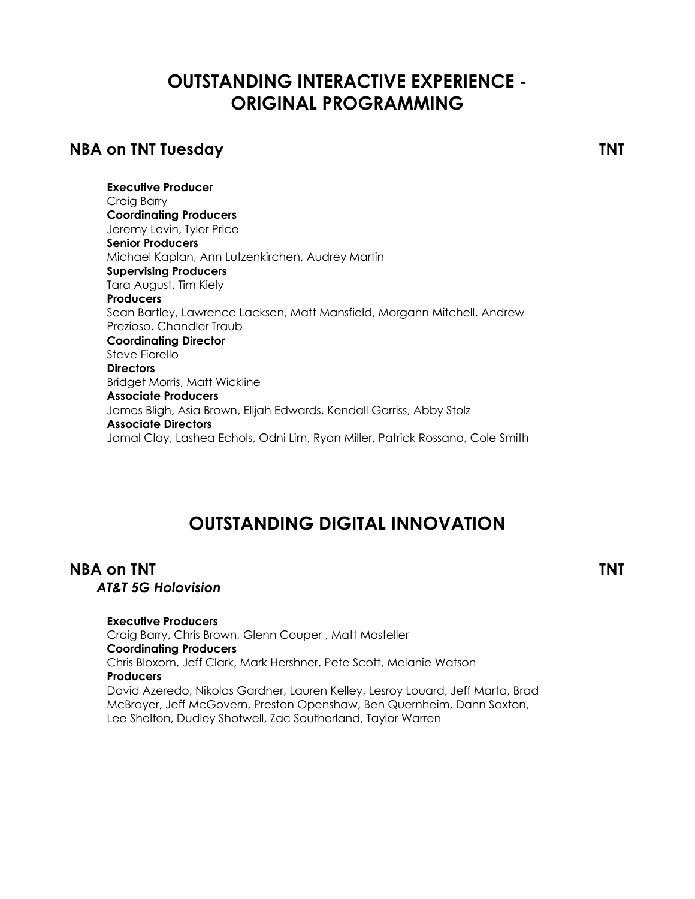# OUTSTANDING INTERACTIVE EXPERIENCE - ORIGINAL PROGRAMMING

## NBA on TNT Tuesday — TNT

**Executive Producer**
Craig Barry
**Coordinating Producers**
Jeremy Levin, Tyler Price
**Senior Producers**
Michael Kaplan, Ann Lutzenkirchen, Audrey Martin
**Supervising Producers**
Tara August, Tim Kiely
**Producers**
Sean Bartley, Lawrence Lacksen, Matt Mansfield, Morgann Mitchell, Andrew Prezioso, Chandler Traub
**Coordinating Director**
Steve Fiorello
**Directors**
Bridget Morris, Matt Wickline
**Associate Producers**
James Bligh, Asia Brown, Elijah Edwards, Kendall Garriss, Abby Stolz
**Associate Directors**
Jamal Clay, Lashea Echols, Odni Lim, Ryan Miller, Patrick Rossano, Cole Smith

# OUTSTANDING DIGITAL INNOVATION

## NBA on TNT — TNT

***AT&T 5G Holovision***

**Executive Producers**
Craig Barry, Chris Brown, Glenn Couper , Matt Mosteller
**Coordinating Producers**
Chris Bloxom, Jeff Clark, Mark Hershner, Pete Scott, Melanie Watson
**Producers**
David Azeredo, Nikolas Gardner, Lauren Kelley, Lesroy Louard, Jeff Marta, Brad McBrayer, Jeff McGovern, Preston Openshaw, Ben Quernheim, Dann Saxton, Lee Shelton, Dudley Shotwell, Zac Southerland, Taylor Warren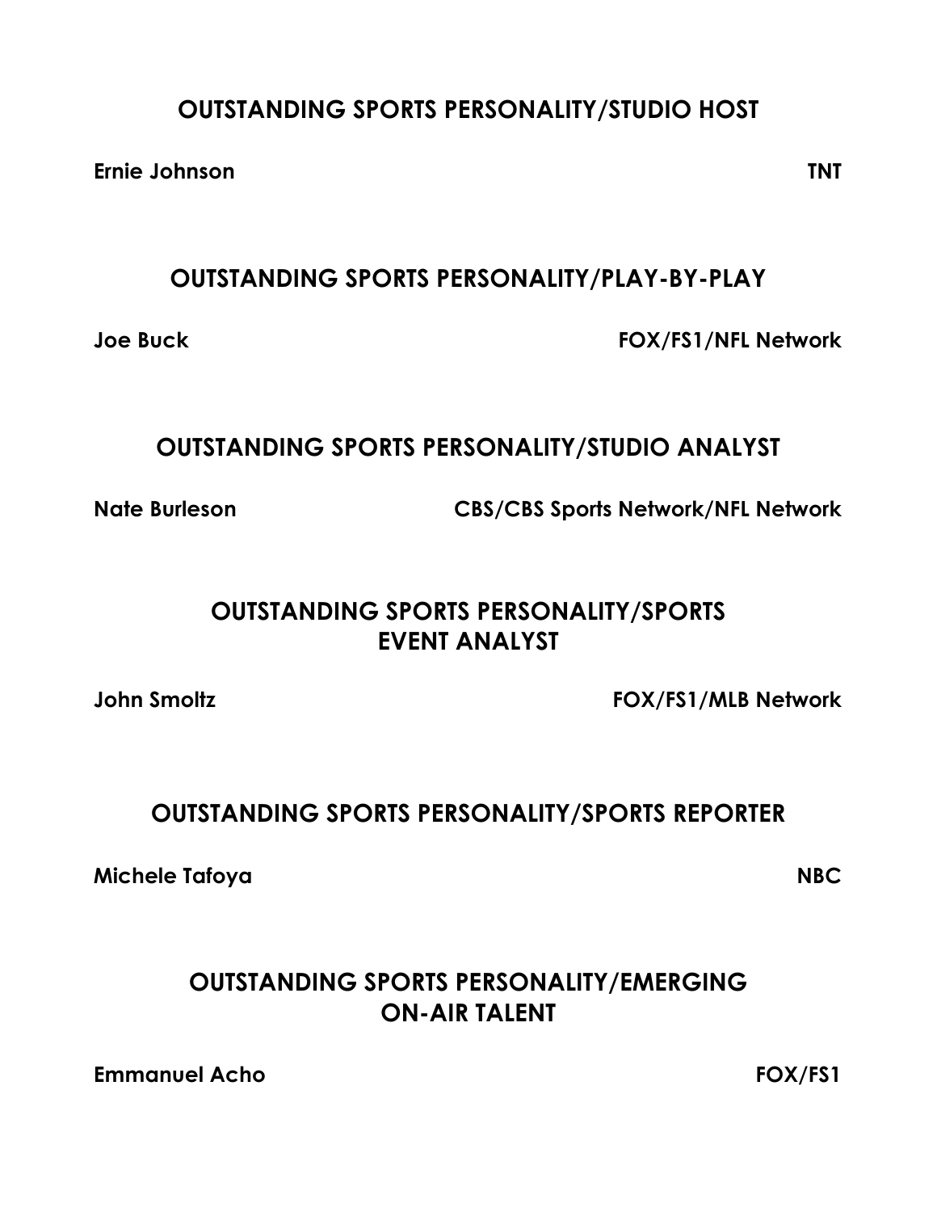## OUTSTANDING SPORTS PERSONALITY/STUDIO HOST

**Ernie Johnson** **TNT**

## OUTSTANDING SPORTS PERSONALITY/PLAY-BY-PLAY

**Joe Buck** **FOX/FS1/NFL Network**

## OUTSTANDING SPORTS PERSONALITY/STUDIO ANALYST

**Nate Burleson** **CBS/CBS Sports Network/NFL Network**

## OUTSTANDING SPORTS PERSONALITY/SPORTS EVENT ANALYST

**John Smoltz** **FOX/FS1/MLB Network**

## OUTSTANDING SPORTS PERSONALITY/SPORTS REPORTER

**Michele Tafoya** **NBC**

## OUTSTANDING SPORTS PERSONALITY/EMERGING ON-AIR TALENT

**Emmanuel Acho** **FOX/FS1**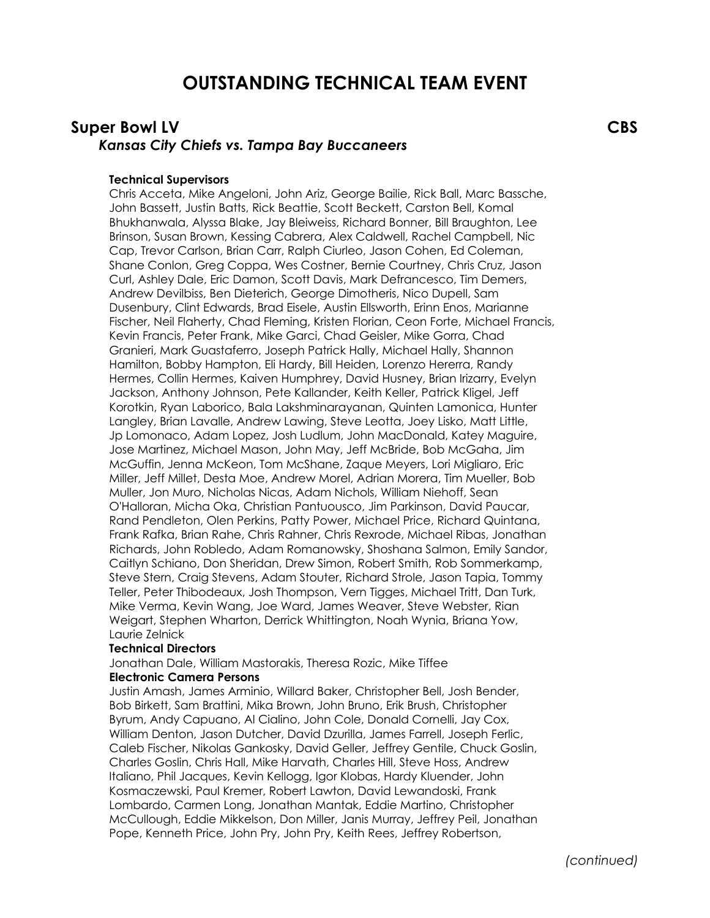# OUTSTANDING TECHNICAL TEAM EVENT

## Super Bowl LV CBS

### *Kansas City Chiefs vs. Tampa Bay Buccaneers*

**Technical Supervisors**

Chris Acceta, Mike Angeloni, John Ariz, George Bailie, Rick Ball, Marc Bassche, John Bassett, Justin Batts, Rick Beattie, Scott Beckett, Carston Bell, Komal Bhukhanwala, Alyssa Blake, Jay Bleiweiss, Richard Bonner, Bill Braughton, Lee Brinson, Susan Brown, Kessing Cabrera, Alex Caldwell, Rachel Campbell, Nic Cap, Trevor Carlson, Brian Carr, Ralph Ciurleo, Jason Cohen, Ed Coleman, Shane Conlon, Greg Coppa, Wes Costner, Bernie Courtney, Chris Cruz, Jason Curl, Ashley Dale, Eric Damon, Scott Davis, Mark Defrancesco, Tim Demers, Andrew Devilbiss, Ben Dieterich, George Dimotheris, Nico Dupell, Sam Dusenbury, Clint Edwards, Brad Eisele, Austin Ellsworth, Erinn Enos, Marianne Fischer, Neil Flaherty, Chad Fleming, Kristen Florian, Ceon Forte, Michael Francis, Kevin Francis, Peter Frank, Mike Garci, Chad Geisler, Mike Gorra, Chad Granieri, Mark Guastaferro, Joseph Patrick Hally, Michael Hally, Shannon Hamilton, Bobby Hampton, Eli Hardy, Bill Heiden, Lorenzo Hererra, Randy Hermes, Collin Hermes, Kaiven Humphrey, David Husney, Brian Irizarry, Evelyn Jackson, Anthony Johnson, Pete Kallander, Keith Keller, Patrick Kligel, Jeff Korotkin, Ryan Laborico, Bala Lakshminarayanan, Quinten Lamonica, Hunter Langley, Brian Lavalle, Andrew Lawing, Steve Leotta, Joey Lisko, Matt Little, Jp Lomonaco, Adam Lopez, Josh Ludlum, John MacDonald, Katey Maguire, Jose Martinez, Michael Mason, John May, Jeff McBride, Bob McGaha, Jim McGuffin, Jenna McKeon, Tom McShane, Zaque Meyers, Lori Migliaro, Eric Miller, Jeff Millet, Desta Moe, Andrew Morel, Adrian Morera, Tim Mueller, Bob Muller, Jon Muro, Nicholas Nicas, Adam Nichols, William Niehoff, Sean O'Halloran, Micha Oka, Christian Pantuousco, Jim Parkinson, David Paucar, Rand Pendleton, Olen Perkins, Patty Power, Michael Price, Richard Quintana, Frank Rafka, Brian Rahe, Chris Rahner, Chris Rexrode, Michael Ribas, Jonathan Richards, John Robledo, Adam Romanowsky, Shoshana Salmon, Emily Sandor, Caitlyn Schiano, Don Sheridan, Drew Simon, Robert Smith, Rob Sommerkamp, Steve Stern, Craig Stevens, Adam Stouter, Richard Strole, Jason Tapia, Tommy Teller, Peter Thibodeaux, Josh Thompson, Vern Tigges, Michael Tritt, Dan Turk, Mike Verma, Kevin Wang, Joe Ward, James Weaver, Steve Webster, Rian Weigart, Stephen Wharton, Derrick Whittington, Noah Wynia, Briana Yow, Laurie Zelnick

**Technical Directors**

Jonathan Dale, William Mastorakis, Theresa Rozic, Mike Tiffee

**Electronic Camera Persons**

Justin Amash, James Arminio, Willard Baker, Christopher Bell, Josh Bender, Bob Birkett, Sam Brattini, Mika Brown, John Bruno, Erik Brush, Christopher Byrum, Andy Capuano, Al Cialino, John Cole, Donald Cornelli, Jay Cox, William Denton, Jason Dutcher, David Dzurilla, James Farrell, Joseph Ferlic, Caleb Fischer, Nikolas Gankosky, David Geller, Jeffrey Gentile, Chuck Goslin, Charles Goslin, Chris Hall, Mike Harvath, Charles Hill, Steve Hoss, Andrew Italiano, Phil Jacques, Kevin Kellogg, Igor Klobas, Hardy Kluender, John Kosmaczewski, Paul Kremer, Robert Lawton, David Lewandoski, Frank Lombardo, Carmen Long, Jonathan Mantak, Eddie Martino, Christopher McCullough, Eddie Mikkelson, Don Miller, Janis Murray, Jeffrey Peil, Jonathan Pope, Kenneth Price, John Pry, John Pry, Keith Rees, Jeffrey Robertson,

*(continued)*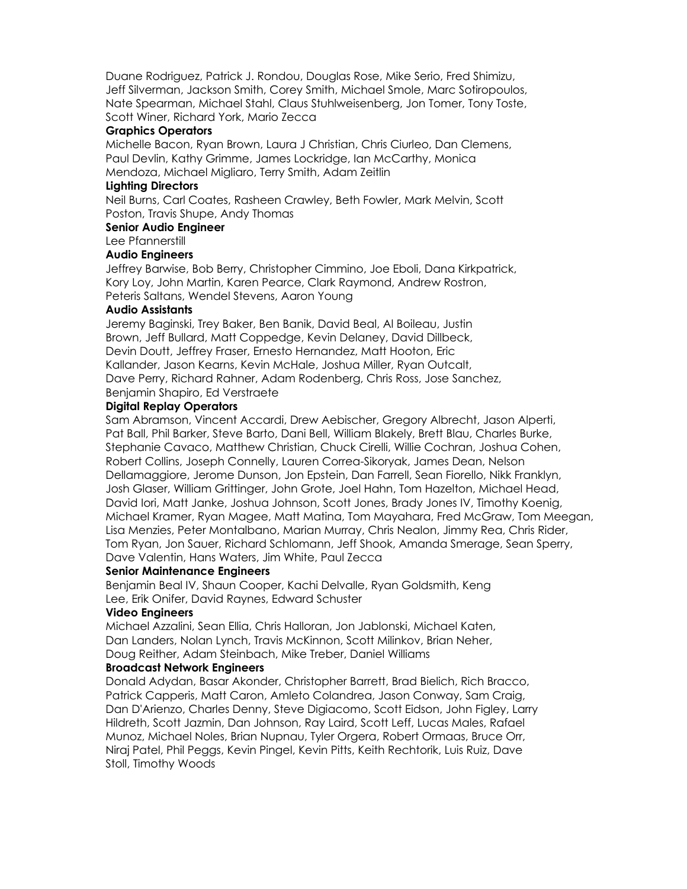Duane Rodriguez, Patrick J. Rondou, Douglas Rose, Mike Serio, Fred Shimizu, Jeff Silverman, Jackson Smith, Corey Smith, Michael Smole, Marc Sotiropoulos, Nate Spearman, Michael Stahl, Claus Stuhlweisenberg, Jon Tomer, Tony Toste, Scott Winer, Richard York, Mario Zecca

**Graphics Operators**

Michelle Bacon, Ryan Brown, Laura J Christian, Chris Ciurleo, Dan Clemens, Paul Devlin, Kathy Grimme, James Lockridge, Ian McCarthy, Monica Mendoza, Michael Migliaro, Terry Smith, Adam Zeitlin

**Lighting Directors**

Neil Burns, Carl Coates, Rasheen Crawley, Beth Fowler, Mark Melvin, Scott Poston, Travis Shupe, Andy Thomas

**Senior Audio Engineer**

Lee Pfannerstill

**Audio Engineers**

Jeffrey Barwise, Bob Berry, Christopher Cimmino, Joe Eboli, Dana Kirkpatrick, Kory Loy, John Martin, Karen Pearce, Clark Raymond, Andrew Rostron, Peteris Saltans, Wendel Stevens, Aaron Young

**Audio Assistants**

Jeremy Baginski, Trey Baker, Ben Banik, David Beal, Al Boileau, Justin Brown, Jeff Bullard, Matt Coppedge, Kevin Delaney, David Dillbeck, Devin Doutt, Jeffrey Fraser, Ernesto Hernandez, Matt Hooton, Eric Kallander, Jason Kearns, Kevin McHale, Joshua Miller, Ryan Outcalt, Dave Perry, Richard Rahner, Adam Rodenberg, Chris Ross, Jose Sanchez, Benjamin Shapiro, Ed Verstraete

**Digital Replay Operators**

Sam Abramson, Vincent Accardi, Drew Aebischer, Gregory Albrecht, Jason Alperti, Pat Ball, Phil Barker, Steve Barto, Dani Bell, William Blakely, Brett Blau, Charles Burke, Stephanie Cavaco, Matthew Christian, Chuck Cirelli, Willie Cochran, Joshua Cohen, Robert Collins, Joseph Connelly, Lauren Correa-Sikoryak, James Dean, Nelson Dellamaggiore, Jerome Dunson, Jon Epstein, Dan Farrell, Sean Fiorello, Nikk Franklyn, Josh Glaser, William Grittinger, John Grote, Joel Hahn, Tom Hazelton, Michael Head, David Iori, Matt Janke, Joshua Johnson, Scott Jones, Brady Jones IV, Timothy Koenig, Michael Kramer, Ryan Magee, Matt Matina, Tom Mayahara, Fred McGraw, Tom Meegan, Lisa Menzies, Peter Montalbano, Marian Murray, Chris Nealon, Jimmy Rea, Chris Rider, Tom Ryan, Jon Sauer, Richard Schlomann, Jeff Shook, Amanda Smerage, Sean Sperry, Dave Valentin, Hans Waters, Jim White, Paul Zecca

**Senior Maintenance Engineers**

Benjamin Beal IV, Shaun Cooper, Kachi Delvalle, Ryan Goldsmith, Keng Lee, Erik Onifer, David Raynes, Edward Schuster

**Video Engineers**

Michael Azzalini, Sean Ellia, Chris Halloran, Jon Jablonski, Michael Katen, Dan Landers, Nolan Lynch, Travis McKinnon, Scott Milinkov, Brian Neher, Doug Reither, Adam Steinbach, Mike Treber, Daniel Williams

**Broadcast Network Engineers**

Donald Adydan, Basar Akonder, Christopher Barrett, Brad Bielich, Rich Bracco, Patrick Capperis, Matt Caron, Amleto Colandrea, Jason Conway, Sam Craig, Dan D'Arienzo, Charles Denny, Steve Digiacomo, Scott Eidson, John Figley, Larry Hildreth, Scott Jazmin, Dan Johnson, Ray Laird, Scott Leff, Lucas Males, Rafael Munoz, Michael Noles, Brian Nupnau, Tyler Orgera, Robert Ormaas, Bruce Orr, Niraj Patel, Phil Peggs, Kevin Pingel, Kevin Pitts, Keith Rechtorik, Luis Ruiz, Dave Stoll, Timothy Woods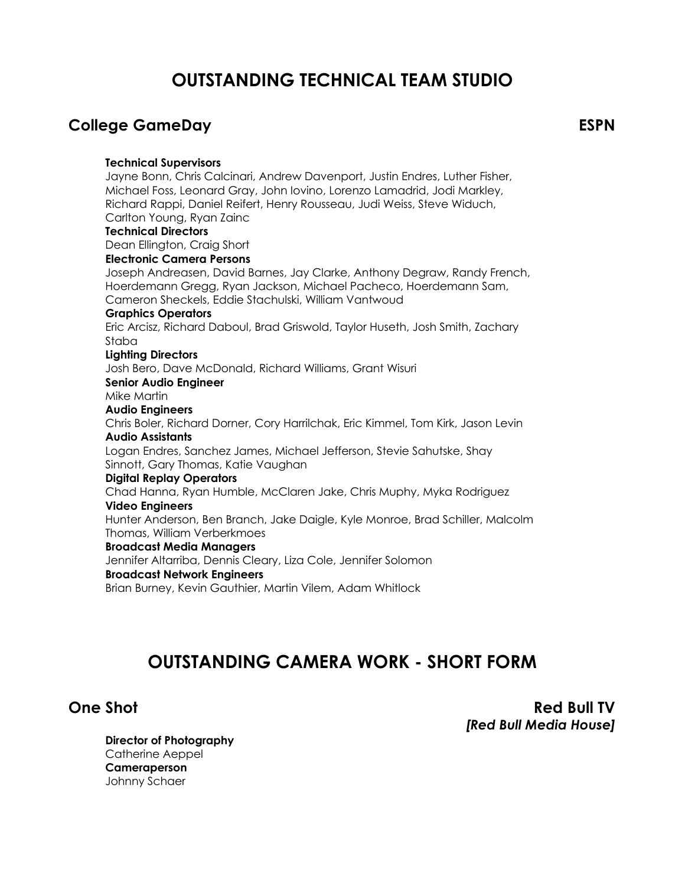# OUTSTANDING TECHNICAL TEAM STUDIO

## College GameDay — ESPN

**Technical Supervisors**
Jayne Bonn, Chris Calcinari, Andrew Davenport, Justin Endres, Luther Fisher, Michael Foss, Leonard Gray, John Iovino, Lorenzo Lamadrid, Jodi Markley, Richard Rappi, Daniel Reifert, Henry Rousseau, Judi Weiss, Steve Widuch, Carlton Young, Ryan Zainc
**Technical Directors**
Dean Ellington, Craig Short
**Electronic Camera Persons**
Joseph Andreasen, David Barnes, Jay Clarke, Anthony Degraw, Randy French, Hoerdemann Gregg, Ryan Jackson, Michael Pacheco, Hoerdemann Sam, Cameron Sheckels, Eddie Stachulski, William Vantwoud
**Graphics Operators**
Eric Arcisz, Richard Daboul, Brad Griswold, Taylor Huseth, Josh Smith, Zachary Staba
**Lighting Directors**
Josh Bero, Dave McDonald, Richard Williams, Grant Wisuri
**Senior Audio Engineer**
Mike Martin
**Audio Engineers**
Chris Boler, Richard Dorner, Cory Harrilchak, Eric Kimmel, Tom Kirk, Jason Levin
**Audio Assistants**
Logan Endres, Sanchez James, Michael Jefferson, Stevie Sahutske, Shay Sinnott, Gary Thomas, Katie Vaughan
**Digital Replay Operators**
Chad Hanna, Ryan Humble, McClaren Jake, Chris Muphy, Myka Rodriguez
**Video Engineers**
Hunter Anderson, Ben Branch, Jake Daigle, Kyle Monroe, Brad Schiller, Malcolm Thomas, William Verberkmoes
**Broadcast Media Managers**
Jennifer Altarriba, Dennis Cleary, Liza Cole, Jennifer Solomon
**Broadcast Network Engineers**
Brian Burney, Kevin Gauthier, Martin Vilem, Adam Whitlock

# OUTSTANDING CAMERA WORK - SHORT FORM

## One Shot — Red Bull TV *[Red Bull Media House]*

**Director of Photography**
Catherine Aeppel
**Cameraperson**
Johnny Schaer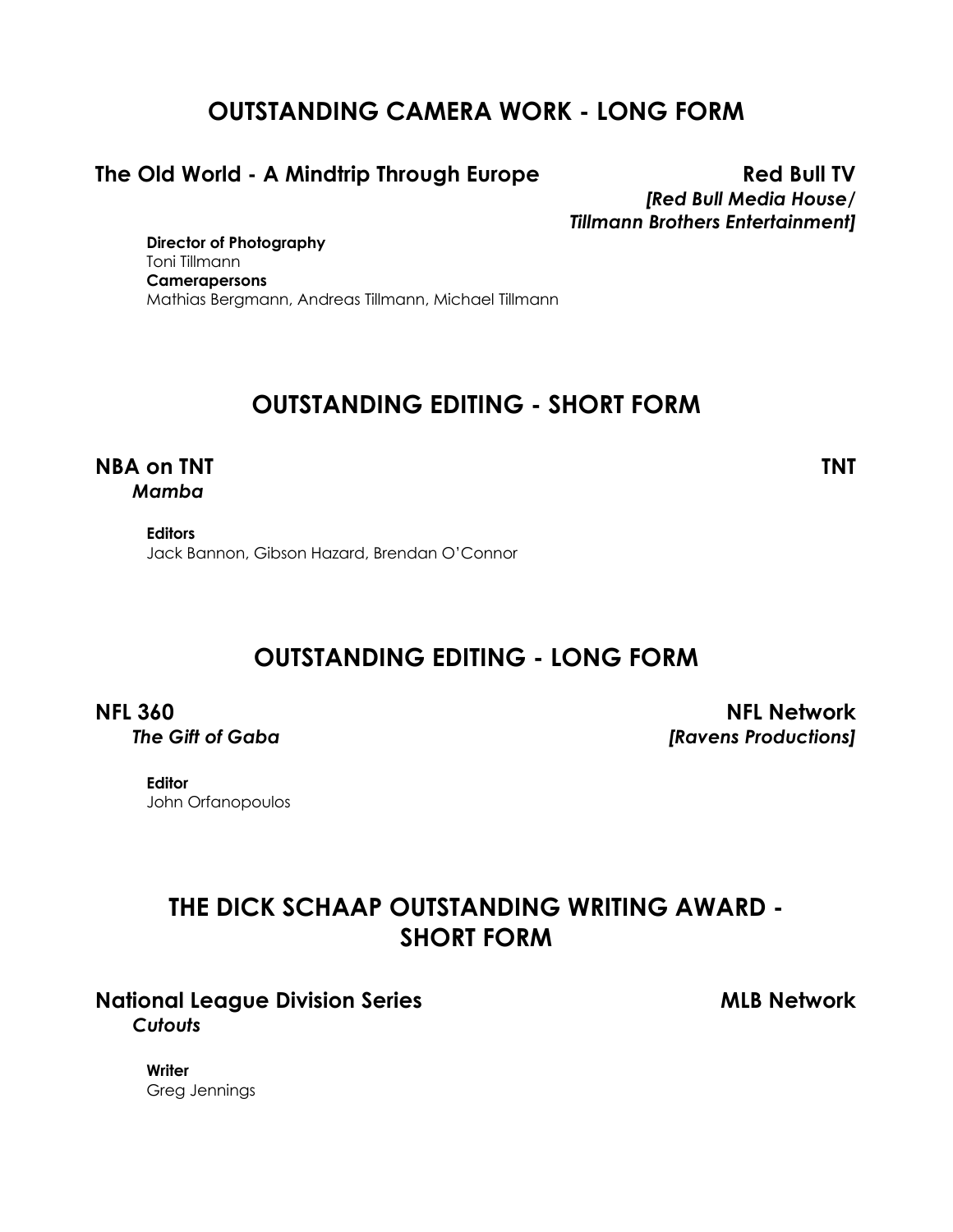## OUTSTANDING CAMERA WORK - LONG FORM

**The Old World - A Mindtrip Through Europe** — **Red Bull TV**
***[Red Bull Media House/ Tillmann Brothers Entertainment]***

**Director of Photography**
Toni Tillmann
**Camerapersons**
Mathias Bergmann, Andreas Tillmann, Michael Tillmann

## OUTSTANDING EDITING - SHORT FORM

**NBA on TNT** — **TNT**
***Mamba***

**Editors**
Jack Bannon, Gibson Hazard, Brendan O'Connor

## OUTSTANDING EDITING - LONG FORM

**NFL 360** — **NFL Network**
***The Gift of Gaba*** — ***[Ravens Productions]***

**Editor**
John Orfanopoulos

## THE DICK SCHAAP OUTSTANDING WRITING AWARD - SHORT FORM

**National League Division Series** — **MLB Network**
***Cutouts***

**Writer**
Greg Jennings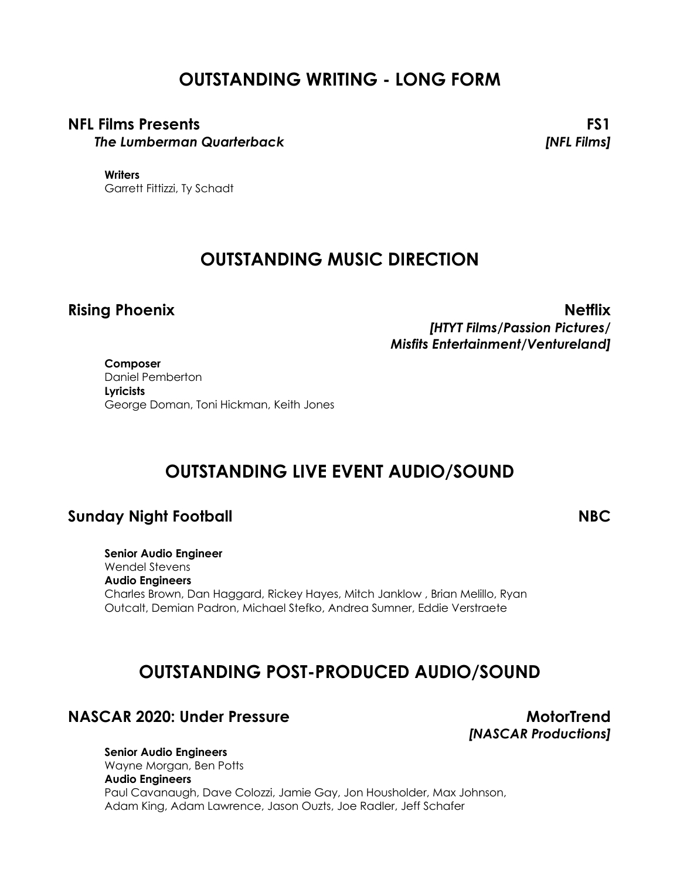## OUTSTANDING WRITING - LONG FORM

**NFL Films Presents** **FS1**
***The Lumberman Quarterback*** ***[NFL Films]***

**Writers**
Garrett Fittizzi, Ty Schadt

## OUTSTANDING MUSIC DIRECTION

**Rising Phoenix** **Netflix**
***[HTYT Films/Passion Pictures/ Misfits Entertainment/Ventureland]***

**Composer**
Daniel Pemberton
**Lyricists**
George Doman, Toni Hickman, Keith Jones

## OUTSTANDING LIVE EVENT AUDIO/SOUND

**Sunday Night Football** **NBC**

**Senior Audio Engineer**
Wendel Stevens
**Audio Engineers**
Charles Brown, Dan Haggard, Rickey Hayes, Mitch Janklow , Brian Melillo, Ryan Outcalt, Demian Padron, Michael Stefko, Andrea Sumner, Eddie Verstraete

## OUTSTANDING POST-PRODUCED AUDIO/SOUND

**NASCAR 2020: Under Pressure** **MotorTrend**
***[NASCAR Productions]***

**Senior Audio Engineers**
Wayne Morgan, Ben Potts
**Audio Engineers**
Paul Cavanaugh, Dave Colozzi, Jamie Gay, Jon Housholder, Max Johnson, Adam King, Adam Lawrence, Jason Ouzts, Joe Radler, Jeff Schafer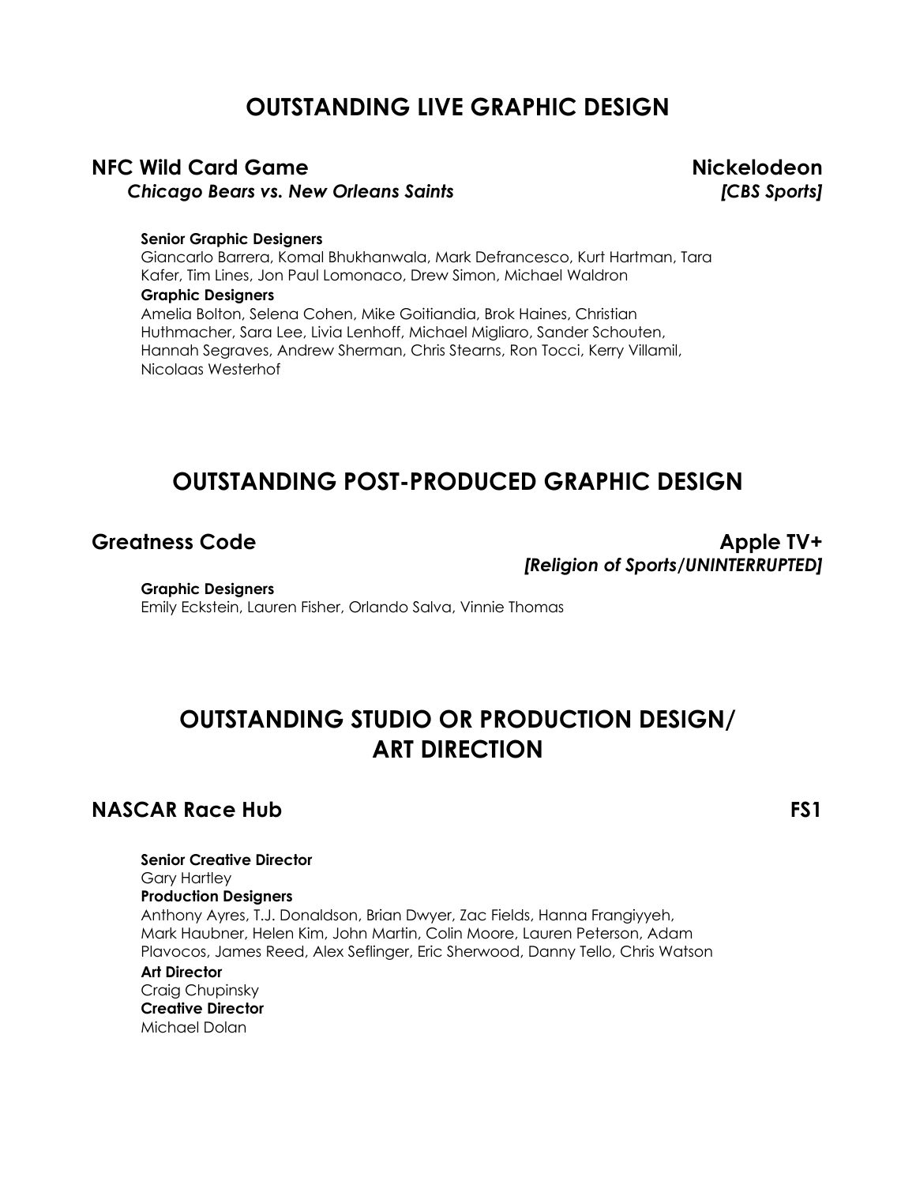## OUTSTANDING LIVE GRAPHIC DESIGN

### NFC Wild Card Game — Nickelodeon
***Chicago Bears vs. New Orleans Saints*** — ***[CBS Sports]***

**Senior Graphic Designers**
Giancarlo Barrera, Komal Bhukhanwala, Mark Defrancesco, Kurt Hartman, Tara Kafer, Tim Lines, Jon Paul Lomonaco, Drew Simon, Michael Waldron

**Graphic Designers**
Amelia Bolton, Selena Cohen, Mike Goitiandia, Brok Haines, Christian Huthmacher, Sara Lee, Livia Lenhoff, Michael Migliaro, Sander Schouten, Hannah Segraves, Andrew Sherman, Chris Stearns, Ron Tocci, Kerry Villamil, Nicolaas Westerhof

## OUTSTANDING POST-PRODUCED GRAPHIC DESIGN

### Greatness Code — Apple TV+
***[Religion of Sports/UNINTERRUPTED]***

**Graphic Designers**
Emily Eckstein, Lauren Fisher, Orlando Salva, Vinnie Thomas

## OUTSTANDING STUDIO OR PRODUCTION DESIGN/ ART DIRECTION

### NASCAR Race Hub — FS1

**Senior Creative Director**
Gary Hartley

**Production Designers**
Anthony Ayres, T.J. Donaldson, Brian Dwyer, Zac Fields, Hanna Frangiyyeh, Mark Haubner, Helen Kim, John Martin, Colin Moore, Lauren Peterson, Adam Plavocos, James Reed, Alex Seflinger, Eric Sherwood, Danny Tello, Chris Watson

**Art Director**
Craig Chupinsky

**Creative Director**
Michael Dolan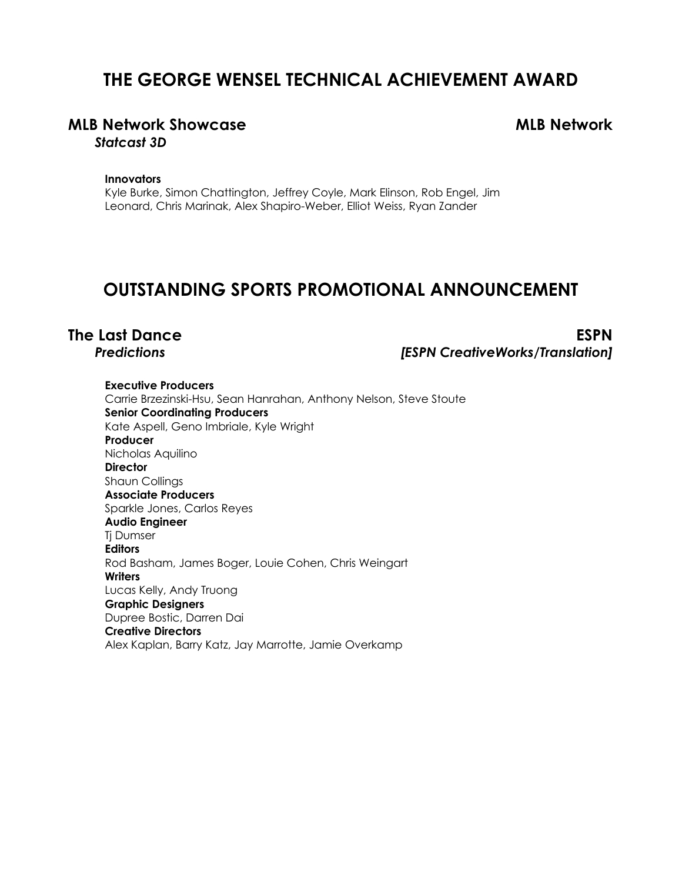## THE GEORGE WENSEL TECHNICAL ACHIEVEMENT AWARD

### MLB Network Showcase — MLB Network

***Statcast 3D***

**Innovators**
Kyle Burke, Simon Chattington, Jeffrey Coyle, Mark Elinson, Rob Engel, Jim Leonard, Chris Marinak, Alex Shapiro-Weber, Elliot Weiss, Ryan Zander

## OUTSTANDING SPORTS PROMOTIONAL ANNOUNCEMENT

### The Last Dance — ESPN

***Predictions*** — ***[ESPN CreativeWorks/Translation]***

**Executive Producers**
Carrie Brzezinski-Hsu, Sean Hanrahan, Anthony Nelson, Steve Stoute
**Senior Coordinating Producers**
Kate Aspell, Geno Imbriale, Kyle Wright
**Producer**
Nicholas Aquilino
**Director**
Shaun Collings
**Associate Producers**
Sparkle Jones, Carlos Reyes
**Audio Engineer**
Tj Dumser
**Editors**
Rod Basham, James Boger, Louie Cohen, Chris Weingart
**Writers**
Lucas Kelly, Andy Truong
**Graphic Designers**
Dupree Bostic, Darren Dai
**Creative Directors**
Alex Kaplan, Barry Katz, Jay Marrotte, Jamie Overkamp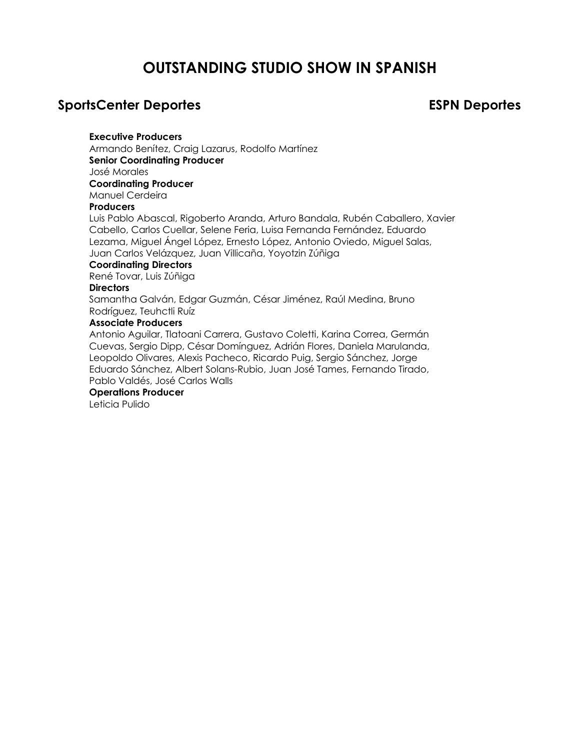# OUTSTANDING STUDIO SHOW IN SPANISH

## SportsCenter Deportes — ESPN Deportes

**Executive Producers**
Armando Benítez, Craig Lazarus, Rodolfo Martínez
**Senior Coordinating Producer**
José Morales
**Coordinating Producer**
Manuel Cerdeira
**Producers**
Luis Pablo Abascal, Rigoberto Aranda, Arturo Bandala, Rubén Caballero, Xavier Cabello, Carlos Cuellar, Selene Feria, Luisa Fernanda Fernández, Eduardo Lezama, Miguel Ángel López, Ernesto López, Antonio Oviedo, Miguel Salas, Juan Carlos Velázquez, Juan Villicaña, Yoyotzin Zúñiga
**Coordinating Directors**
René Tovar, Luis Zúñiga
**Directors**
Samantha Galván, Edgar Guzmán, César Jiménez, Raúl Medina, Bruno Rodríguez, Teuhctli Ruíz
**Associate Producers**
Antonio Aguilar, Tlatoani Carrera, Gustavo Coletti, Karina Correa, Germán Cuevas, Sergio Dipp, César Domínguez, Adrián Flores, Daniela Marulanda, Leopoldo Olivares, Alexis Pacheco, Ricardo Puig, Sergio Sánchez, Jorge Eduardo Sánchez, Albert Solans-Rubio, Juan José Tames, Fernando Tirado, Pablo Valdés, José Carlos Walls
**Operations Producer**
Leticia Pulido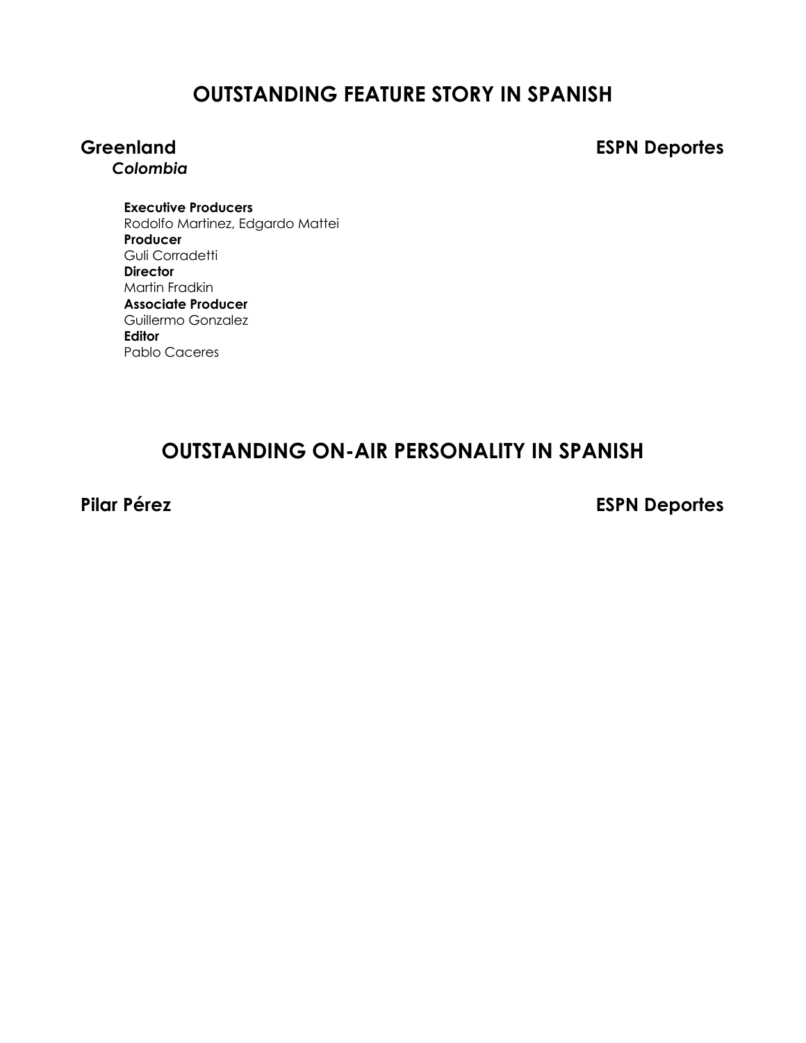## OUTSTANDING FEATURE STORY IN SPANISH

**Greenland** **ESPN Deportes**

***Colombia***

**Executive Producers**
Rodolfo Martinez, Edgardo Mattei
**Producer**
Guli Corradetti
**Director**
Martin Fradkin
**Associate Producer**
Guillermo Gonzalez
**Editor**
Pablo Caceres

## OUTSTANDING ON-AIR PERSONALITY IN SPANISH

**Pilar Pérez** **ESPN Deportes**